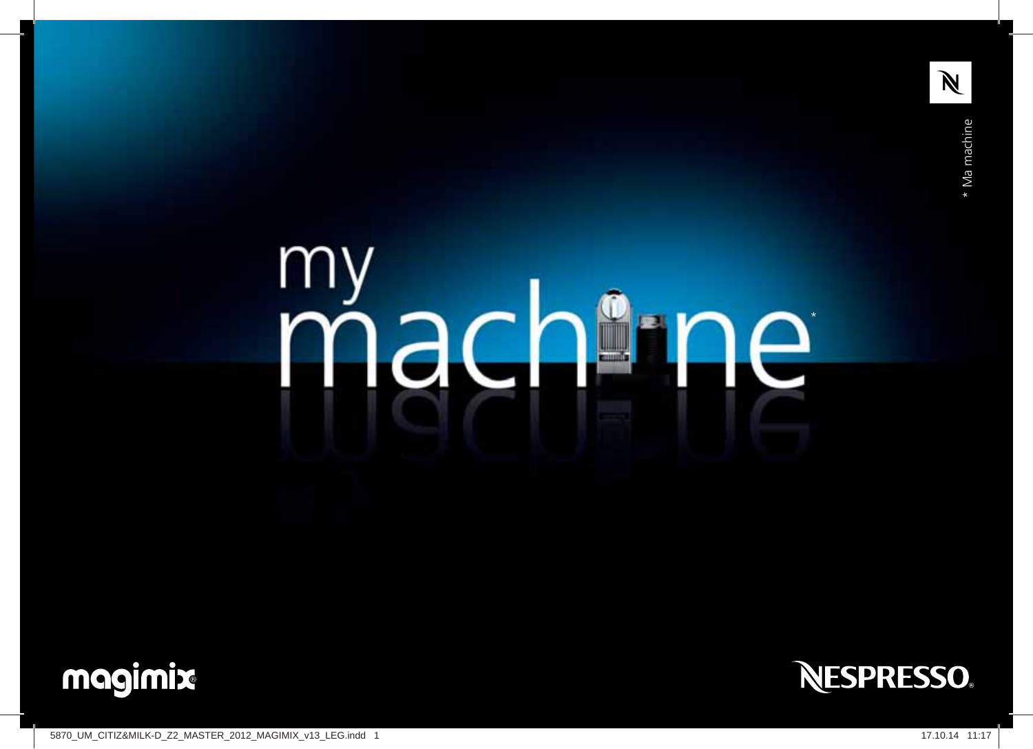# my machine*

\* Ma machine

magimix®

NESPRESSO®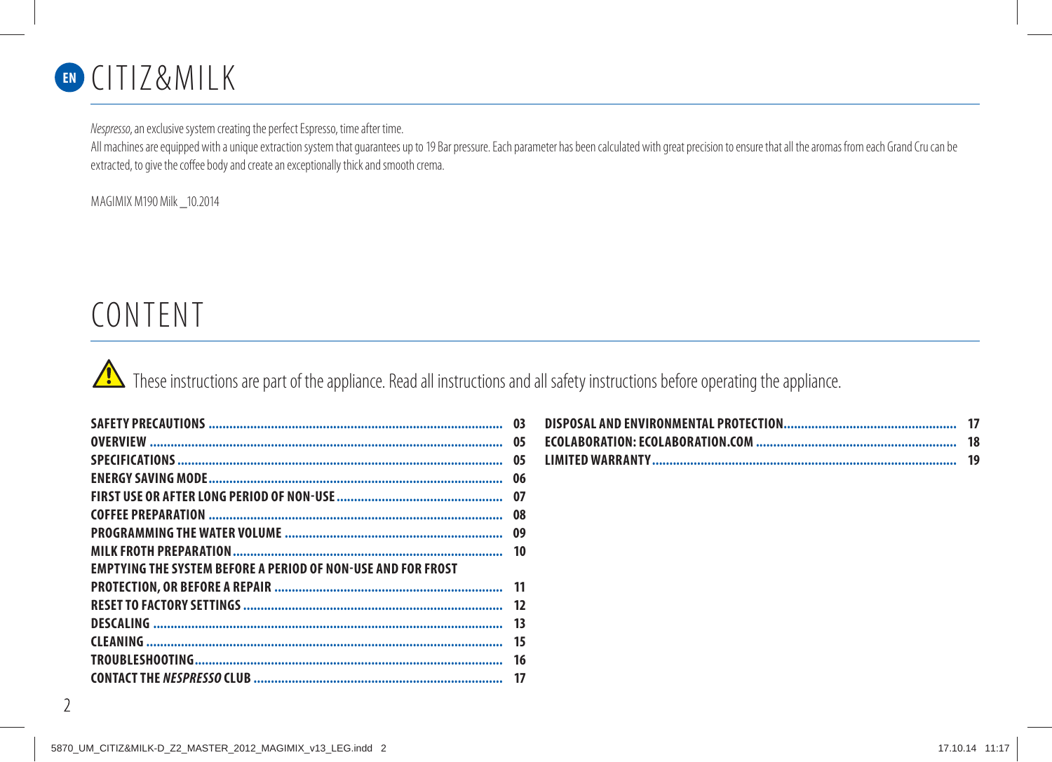# EN CITIZ&MILK

*Nespresso*, an exclusive system creating the perfect Espresso, time after time.
All machines are equipped with a unique extraction system that guarantees up to 19 Bar pressure. Each parameter has been calculated with great precision to ensure that all the aromas from each Grand Cru can be extracted, to give the coffee body and create an exceptionally thick and smooth crema.

MAGIMIX M190 Milk _10.2014

# CONTENT

⚠ These instructions are part of the appliance. Read all instructions and all safety instructions before operating the appliance.

**SAFETY PRECAUTIONS** ........ 03
**OVERVIEW** ........ 05
**SPECIFICATIONS** ........ 05
**ENERGY SAVING MODE** ........ 06
**FIRST USE OR AFTER LONG PERIOD OF NON-USE** ........ 07
**COFFEE PREPARATION** ........ 08
**PROGRAMMING THE WATER VOLUME** ........ 09
**MILK FROTH PREPARATION** ........ 10
**EMPTYING THE SYSTEM BEFORE A PERIOD OF NON-USE AND FOR FROST PROTECTION, OR BEFORE A REPAIR** ........ 11
**RESET TO FACTORY SETTINGS** ........ 12
**DESCALING** ........ 13
**CLEANING** ........ 15
**TROUBLESHOOTING** ........ 16
**CONTACT THE *NESPRESSO* CLUB** ........ 17
**DISPOSAL AND ENVIRONMENTAL PROTECTION** ........ 17
**ECOLABORATION: ECOLABORATION.COM** ........ 18
**LIMITED WARRANTY** ........ 19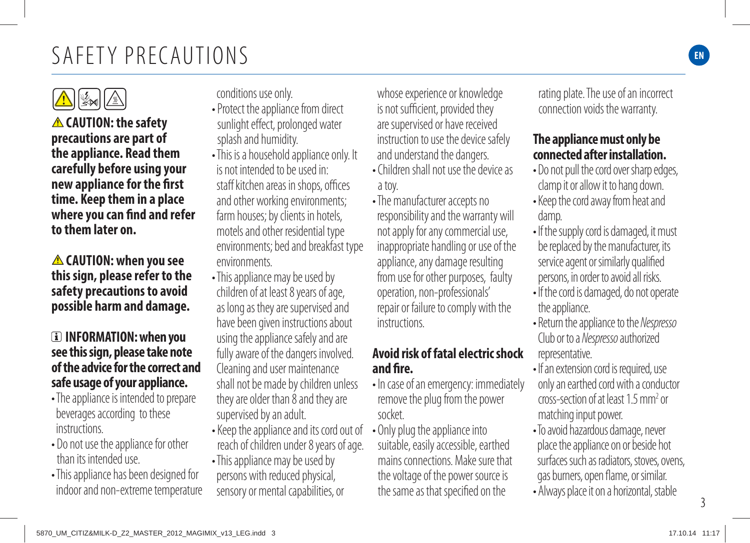# SAFETY PRECAUTIONS

⚠ **CAUTION: the safety precautions are part of the appliance. Read them carefully before using your new appliance for the first time. Keep them in a place where you can find and refer to them later on.**

⚠ **CAUTION: when you see this sign, please refer to the safety precautions to avoid possible harm and damage.**

**INFORMATION: when you see this sign, please take note of the advice for the correct and safe usage of your appliance.**

- The appliance is intended to prepare beverages according to these instructions.
- Do not use the appliance for other than its intended use.
- This appliance has been designed for indoor and non-extreme temperature conditions use only.
- Protect the appliance from direct sunlight effect, prolonged water splash and humidity.
- This is a household appliance only. It is not intended to be used in: staff kitchen areas in shops, offices and other working environments; farm houses; by clients in hotels, motels and other residential type environments; bed and breakfast type environments.
- This appliance may be used by children of at least 8 years of age, as long as they are supervised and have been given instructions about using the appliance safely and are fully aware of the dangers involved. Cleaning and user maintenance shall not be made by children unless they are older than 8 and they are supervised by an adult.
- Keep the appliance and its cord out of reach of children under 8 years of age.
- This appliance may be used by persons with reduced physical, sensory or mental capabilities, or whose experience or knowledge is not sufficient, provided they are supervised or have received instruction to use the device safely and understand the dangers.
- Children shall not use the device as a toy.
- The manufacturer accepts no responsibility and the warranty will not apply for any commercial use, inappropriate handling or use of the appliance, any damage resulting from use for other purposes, faulty operation, non-professionals' repair or failure to comply with the instructions.

**Avoid risk of fatal electric shock and fire.**

- In case of an emergency: immediately remove the plug from the power socket.
- Only plug the appliance into suitable, easily accessible, earthed mains connections. Make sure that the voltage of the power source is the same as that specified on the rating plate. The use of an incorrect connection voids the warranty.

**The appliance must only be connected after installation.**

- Do not pull the cord over sharp edges, clamp it or allow it to hang down.
- Keep the cord away from heat and damp.
- If the supply cord is damaged, it must be replaced by the manufacturer, its service agent or similarly qualified persons, in order to avoid all risks.
- If the cord is damaged, do not operate the appliance.
- Return the appliance to the *Nespresso* Club or to a *Nespresso* authorized representative.
- If an extension cord is required, use only an earthed cord with a conductor cross-section of at least 1.5 mm$^2$ or matching input power.
- To avoid hazardous damage, never place the appliance on or beside hot surfaces such as radiators, stoves, ovens, gas burners, open flame, or similar.
- Always place it on a horizontal, stable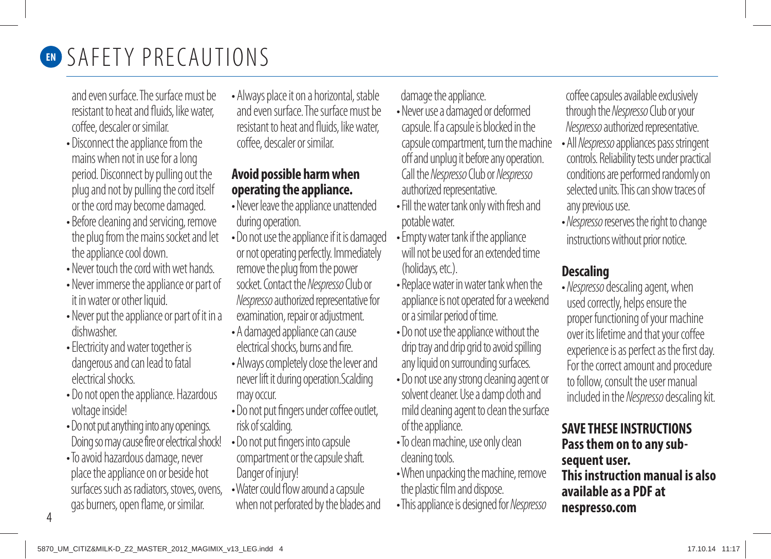# SAFETY PRECAUTIONS

and even surface. The surface must be resistant to heat and fluids, like water, coffee, descaler or similar.

- Disconnect the appliance from the mains when not in use for a long period. Disconnect by pulling out the plug and not by pulling the cord itself or the cord may become damaged.
- Before cleaning and servicing, remove the plug from the mains socket and let the appliance cool down.
- Never touch the cord with wet hands.
- Never immerse the appliance or part of it in water or other liquid.
- Never put the appliance or part of it in a dishwasher.
- Electricity and water together is dangerous and can lead to fatal electrical shocks.
- Do not open the appliance. Hazardous voltage inside!
- Do not put anything into any openings. Doing so may cause fire or electrical shock!
- To avoid hazardous damage, never place the appliance on or beside hot surfaces such as radiators, stoves, ovens, gas burners, open flame, or similar.
- Always place it on a horizontal, stable and even surface. The surface must be resistant to heat and fluids, like water, coffee, descaler or similar.

**Avoid possible harm when operating the appliance.**

- Never leave the appliance unattended during operation.
- Do not use the appliance if it is damaged or not operating perfectly. Immediately remove the plug from the power socket. Contact the *Nespresso* Club or *Nespresso* authorized representative for examination, repair or adjustment.
- A damaged appliance can cause electrical shocks, burns and fire.
- Always completely close the lever and never lift it during operation.Scalding may occur.
- Do not put fingers under coffee outlet, risk of scalding.
- Do not put fingers into capsule compartment or the capsule shaft. Danger of injury!
- Water could flow around a capsule when not perforated by the blades and damage the appliance.
- Never use a damaged or deformed capsule. If a capsule is blocked in the capsule compartment, turn the machine off and unplug it before any operation. Call the *Nespresso* Club or *Nespresso* authorized representative.
- Fill the water tank only with fresh and potable water.
- Empty water tank if the appliance will not be used for an extended time (holidays, etc.).
- Replace water in water tank when the appliance is not operated for a weekend or a similar period of time.
- Do not use the appliance without the drip tray and drip grid to avoid spilling any liquid on surrounding surfaces.
- Do not use any strong cleaning agent or solvent cleaner. Use a damp cloth and mild cleaning agent to clean the surface of the appliance.
- To clean machine, use only clean cleaning tools.
- When unpacking the machine, remove the plastic film and dispose.
- This appliance is designed for *Nespresso* coffee capsules available exclusively through the *Nespresso* Club or your *Nespresso* authorized representative.
- All *Nespresso* appliances pass stringent controls. Reliability tests under practical conditions are performed randomly on selected units. This can show traces of any previous use.
- *Nespresso* reserves the right to change instructions without prior notice.

**Descaling**

- *Nespresso* descaling agent, when used correctly, helps ensure the proper functioning of your machine over its lifetime and that your coffee experience is as perfect as the first day. For the correct amount and procedure to follow, consult the user manual included in the *Nespresso* descaling kit.

**SAVE THESE INSTRUCTIONS**
**Pass them on to any subsequent user.**
**This instruction manual is also available as a PDF at nespresso.com**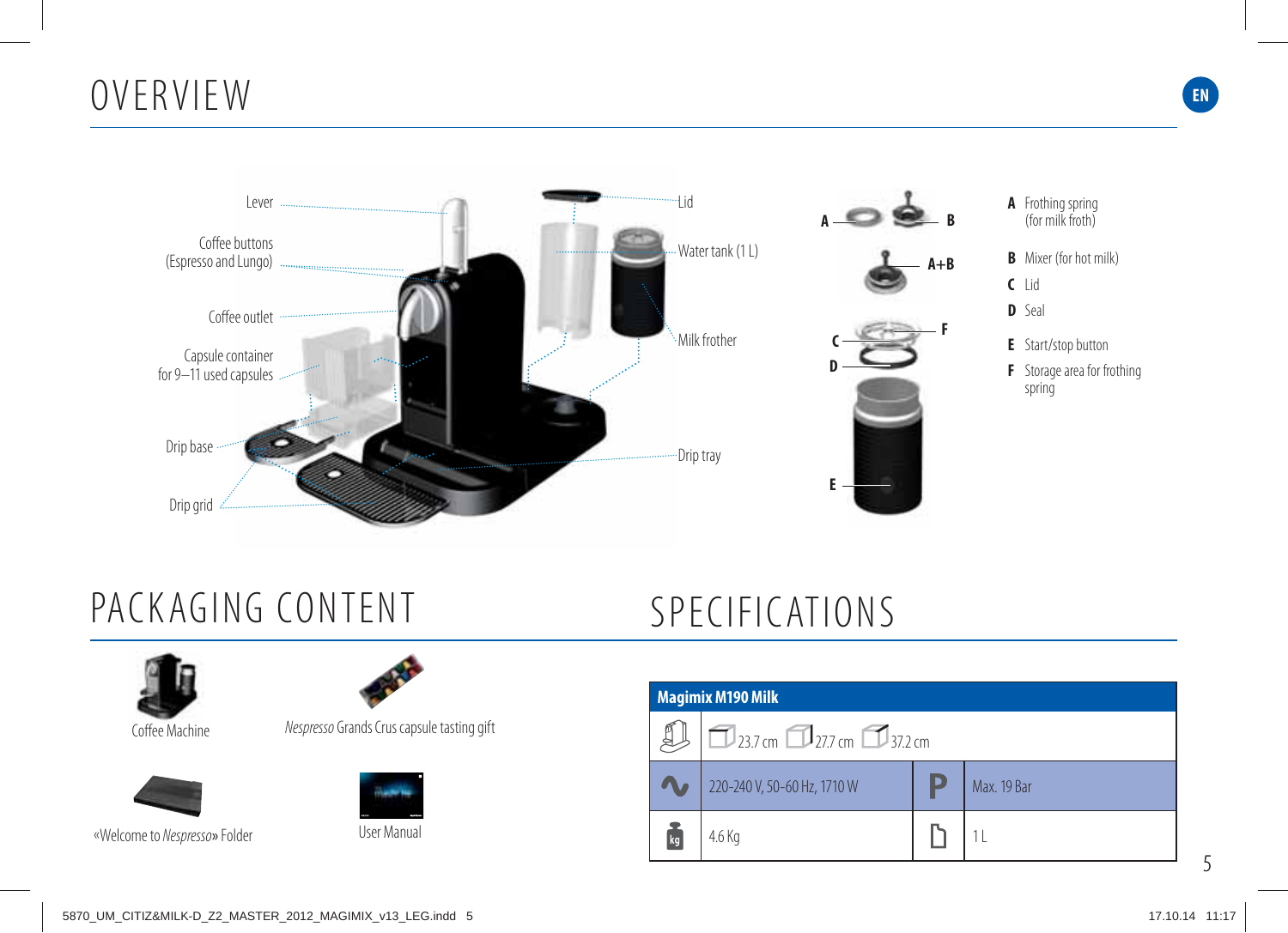# OVERVIEW

Lever

Coffee buttons (Espresso and Lungo)

Coffee outlet

Capsule container for 9–11 used capsules

Drip base

Drip grid

Lid

Water tank (1 L)

Milk frother

Drip tray

A Frothing spring (for milk froth)

B Mixer (for hot milk)

C Lid

D Seal

E Start/stop button

F Storage area for frothing spring

# PACKAGING CONTENT

Coffee Machine

*Nespresso* Grands Crus capsule tasting gift

«Welcome to *Nespresso*» Folder

User Manual

# SPECIFICATIONS

| Magimix M190 Milk | | | |
|---|---|---|---|
| Dimensions | 23.7 cm · 27.7 cm · 37.2 cm | | |
| Power | 220-240 V, 50-60 Hz, 1710 W | Pressure | Max. 19 Bar |
| Weight | 4.6 Kg | Water tank | 1 L |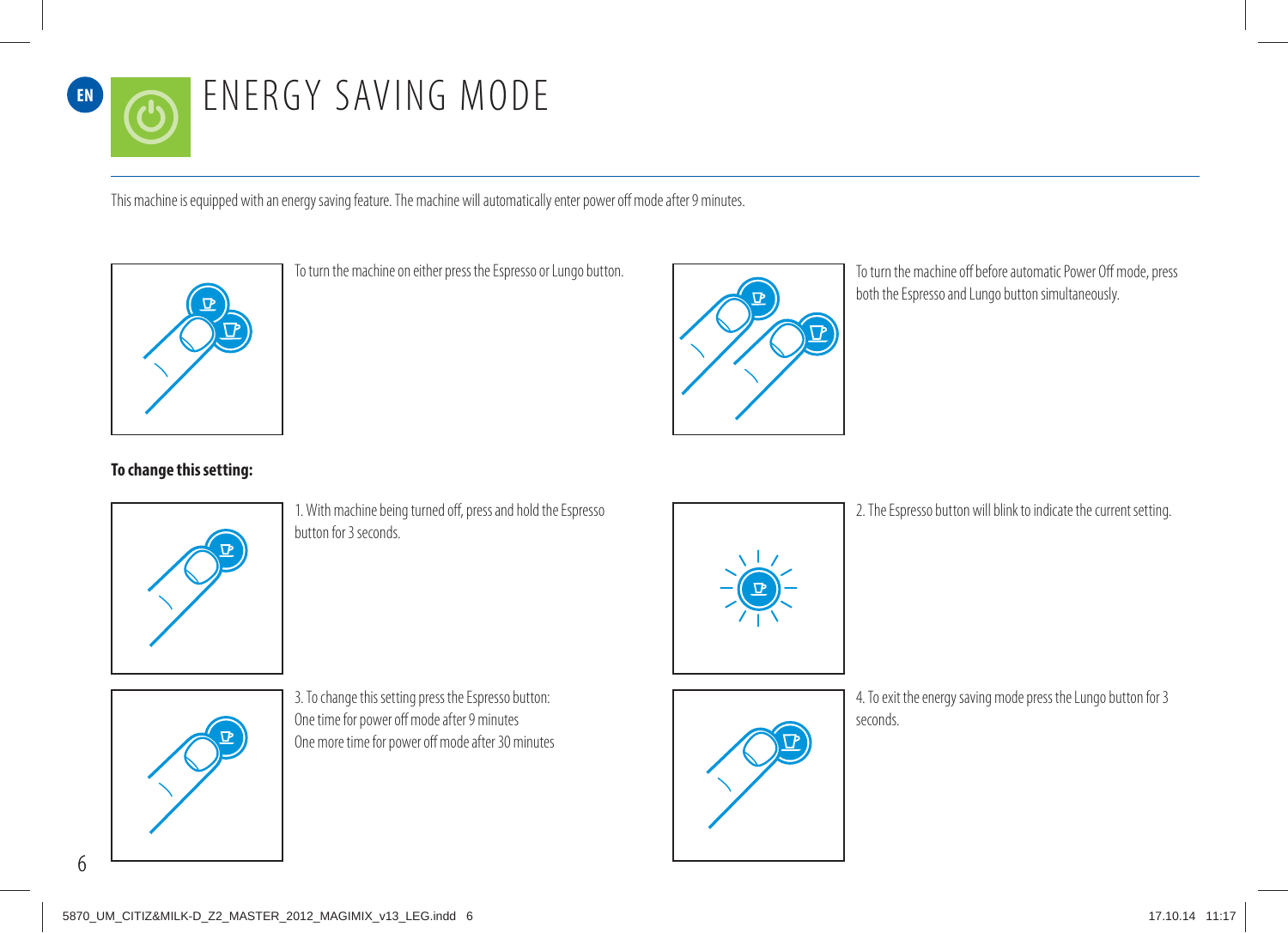# ENERGY SAVING MODE

This machine is equipped with an energy saving feature. The machine will automatically enter power off mode after 9 minutes.

To turn the machine on either press the Espresso or Lungo button.

To turn the machine off before automatic Power Off mode, press both the Espresso and Lungo button simultaneously.

**To change this setting:**

1. With machine being turned off, press and hold the Espresso button for 3 seconds.

2. The Espresso button will blink to indicate the current setting.

3. To change this setting press the Espresso button:
One time for power off mode after 9 minutes
One more time for power off mode after 30 minutes

4. To exit the energy saving mode press the Lungo button for 3 seconds.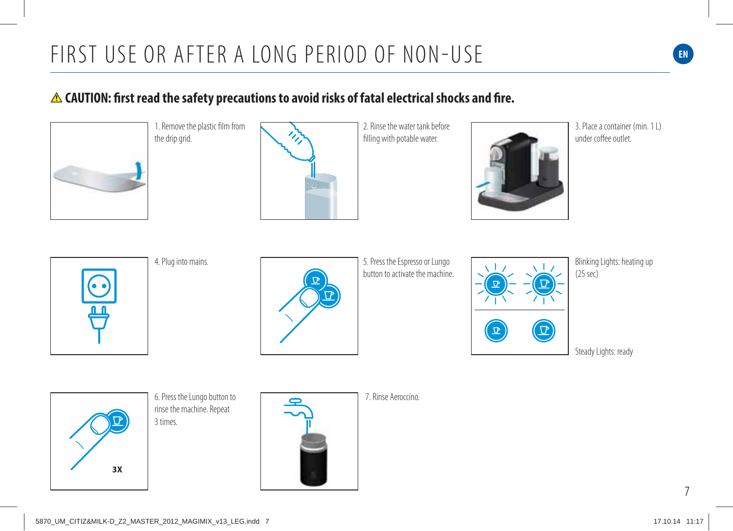# FIRST USE OR AFTER A LONG PERIOD OF NON-USE

**⚠ CAUTION: first read the safety precautions to avoid risks of fatal electrical shocks and fire.**

1. Remove the plastic film from the drip grid.

2. Rinse the water tank before filling with potable water.

3. Place a container (min. 1 L) under coffee outlet.

4. Plug into mains.

5. Press the Espresso or Lungo button to activate the machine.

Blinking Lights: heating up (25 sec)

Steady Lights: ready

6. Press the Lungo button to rinse the machine. Repeat 3 times.

3X

7. Rinse Aeroccino.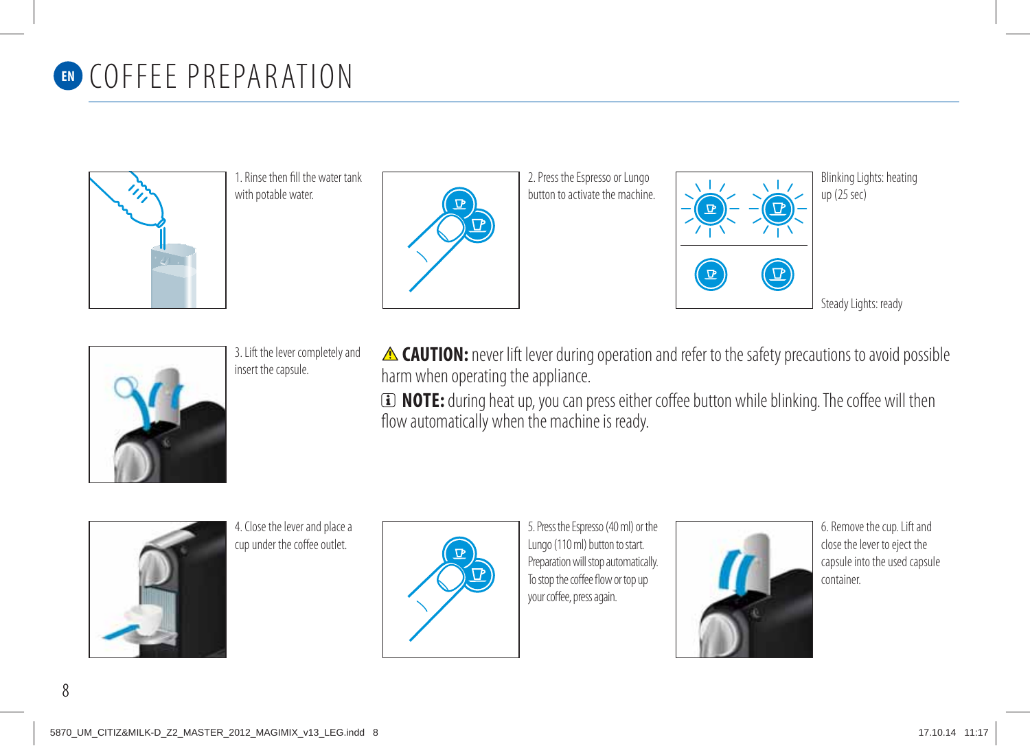# COFFEE PREPARATION

1. Rinse then fill the water tank with potable water.

2. Press the Espresso or Lungo button to activate the machine.

Blinking Lights: heating up (25 sec)

Steady Lights: ready

3. Lift the lever completely and insert the capsule.

⚠ **CAUTION:** never lift lever during operation and refer to the safety precautions to avoid possible harm when operating the appliance.

ℹ **NOTE:** during heat up, you can press either coffee button while blinking. The coffee will then flow automatically when the machine is ready.

4. Close the lever and place a cup under the coffee outlet.

5. Press the Espresso (40 ml) or the Lungo (110 ml) button to start. Preparation will stop automatically. To stop the coffee flow or top up your coffee, press again.

6. Remove the cup. Lift and close the lever to eject the capsule into the used capsule container.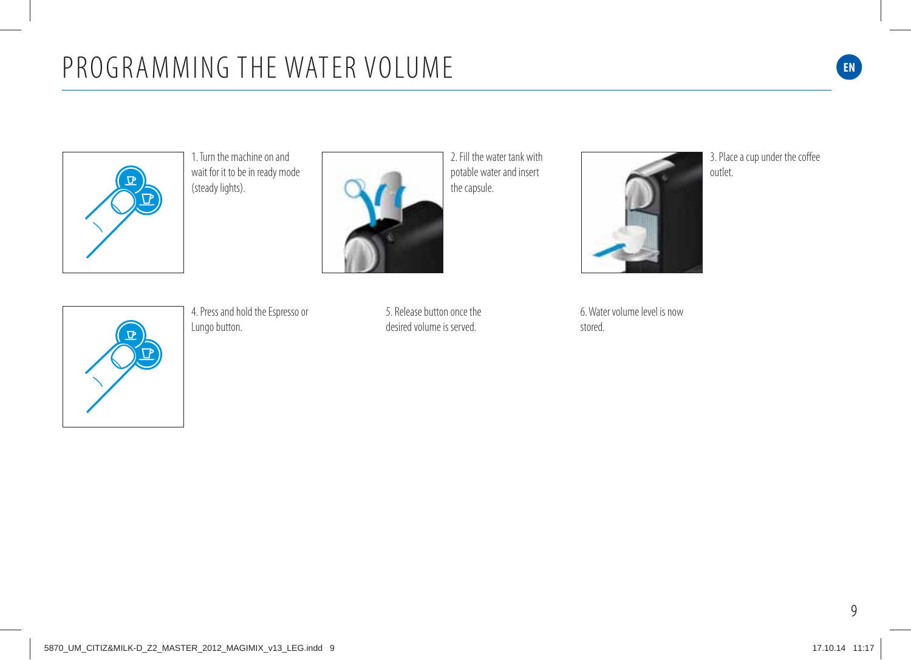# PROGRAMMING THE WATER VOLUME

1. Turn the machine on and wait for it to be in ready mode (steady lights).

2. Fill the water tank with potable water and insert the capsule.

3. Place a cup under the coffee outlet.

4. Press and hold the Espresso or Lungo button.

5. Release button once the desired volume is served.

6. Water volume level is now stored.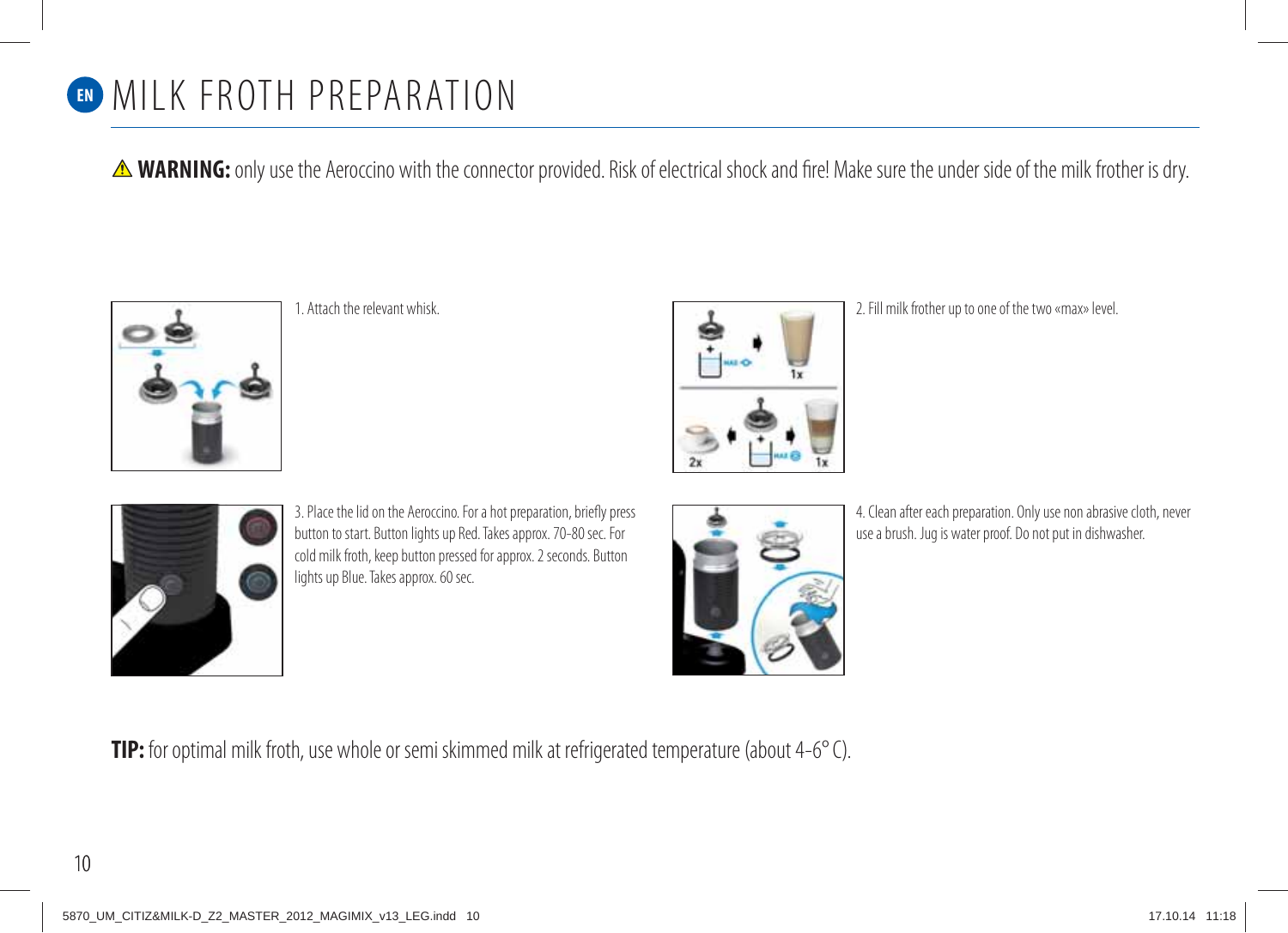# MILK FROTH PREPARATION

⚠ **WARNING:** only use the Aeroccino with the connector provided. Risk of electrical shock and fire! Make sure the under side of the milk frother is dry.

1. Attach the relevant whisk.

2. Fill milk frother up to one of the two «max» level.

3. Place the lid on the Aeroccino. For a hot preparation, briefly press button to start. Button lights up Red. Takes approx. 70-80 sec. For cold milk froth, keep button pressed for approx. 2 seconds. Button lights up Blue. Takes approx. 60 sec.

4. Clean after each preparation. Only use non abrasive cloth, never use a brush. Jug is water proof. Do not put in dishwasher.

**TIP:** for optimal milk froth, use whole or semi skimmed milk at refrigerated temperature (about 4-6° C).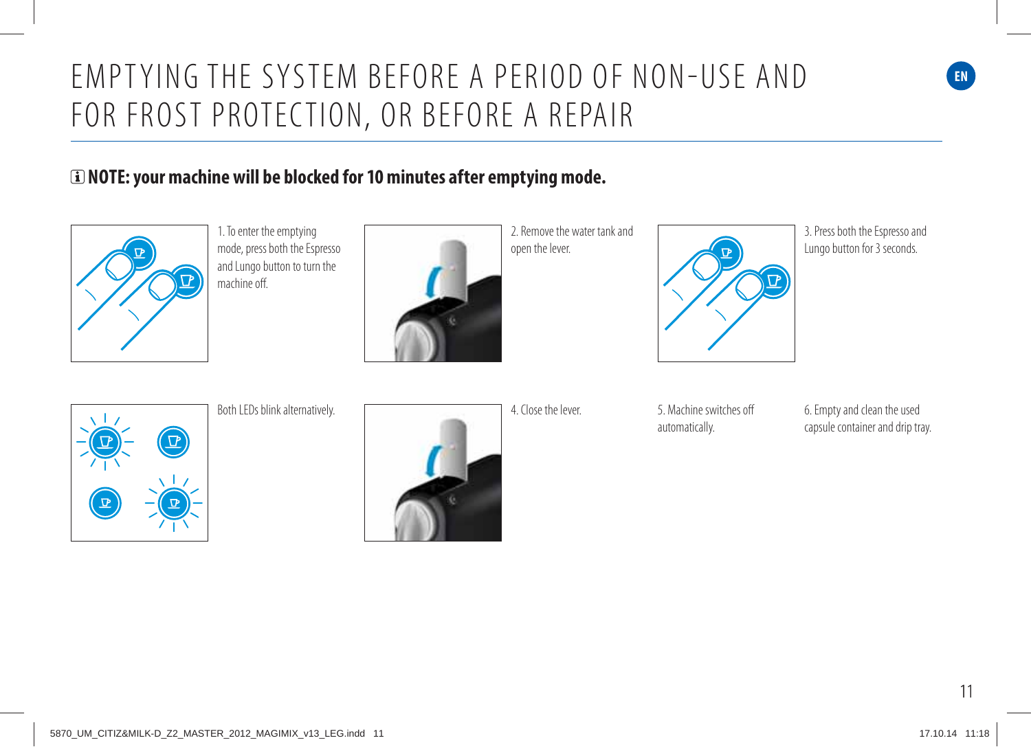# EMPTYING THE SYSTEM BEFORE A PERIOD OF NON-USE AND FOR FROST PROTECTION, OR BEFORE A REPAIR

**NOTE: your machine will be blocked for 10 minutes after emptying mode.**

1. To enter the emptying mode, press both the Espresso and Lungo button to turn the machine off.

2. Remove the water tank and open the lever.

3. Press both the Espresso and Lungo button for 3 seconds.

Both LEDs blink alternatively.

4. Close the lever.

5. Machine switches off automatically.

6. Empty and clean the used capsule container and drip tray.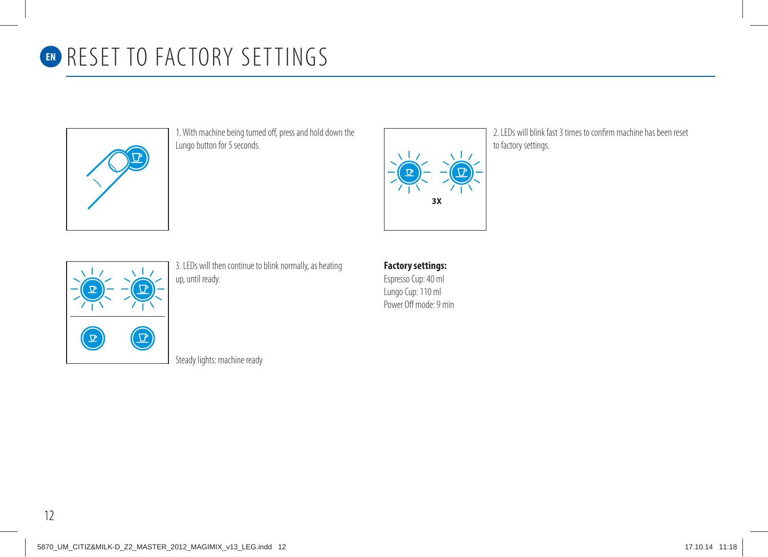# RESET TO FACTORY SETTINGS

1. With machine being turned off, press and hold down the Lungo button for 5 seconds.

2. LEDs will blink fast 3 times to confirm machine has been reset to factory settings.

3. LEDs will then continue to blink normally, as heating up, until ready.

Steady lights: machine ready

**Factory settings:**
Espresso Cup: 40 ml
Lungo Cup: 110 ml
Power Off mode: 9 min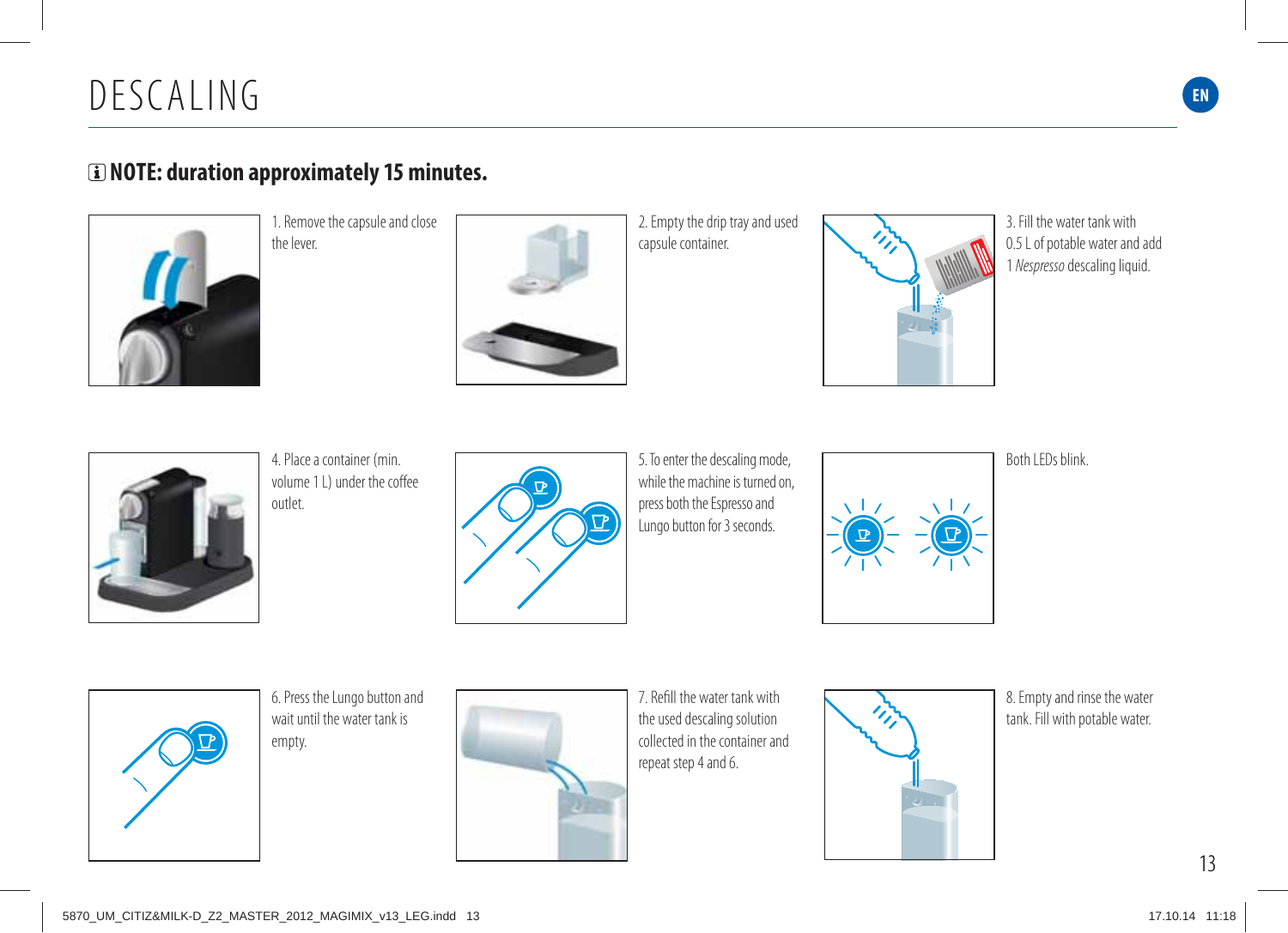# DESCALING

EN

**NOTE: duration approximately 15 minutes.**

1. Remove the capsule and close the lever.

2. Empty the drip tray and used capsule container.

3. Fill the water tank with 0.5 L of potable water and add 1 *Nespresso* descaling liquid.

4. Place a container (min. volume 1 L) under the coffee outlet.

5. To enter the descaling mode, while the machine is turned on, press both the Espresso and Lungo button for 3 seconds.

Both LEDs blink.

6. Press the Lungo button and wait until the water tank is empty.

7. Refill the water tank with the used descaling solution collected in the container and repeat step 4 and 6.

8. Empty and rinse the water tank. Fill with potable water.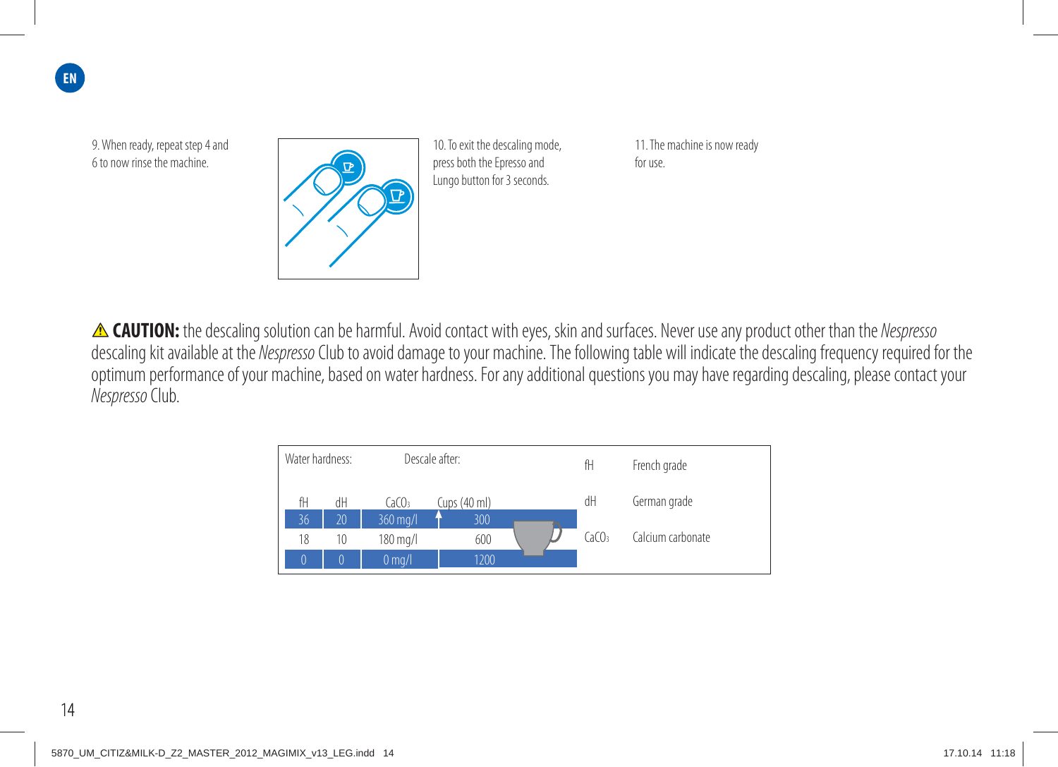9. When ready, repeat step 4 and 6 to now rinse the machine.

10. To exit the descaling mode, press both the Epresso and Lungo button for 3 seconds.

11. The machine is now ready for use.

⚠ **CAUTION:** the descaling solution can be harmful. Avoid contact with eyes, skin and surfaces. Never use any product other than the *Nespresso* descaling kit available at the *Nespresso* Club to avoid damage to your machine. The following table will indicate the descaling frequency required for the optimum performance of your machine, based on water hardness. For any additional questions you may have regarding descaling, please contact your *Nespresso* Club.

| Water hardness: | | | Descale after: |
|---|---|---|---|
| fH | dH | $CaCO_3$ | Cups (40 ml) |
| 36 | 20 | 360 mg/l | 300 |
| 18 | 10 | 180 mg/l | 600 |
| 0 | 0 | 0 mg/l | 1200 |

| | |
|---|---|
| fH | French grade |
| dH | German grade |
| $CaCO_3$ | Calcium carbonate |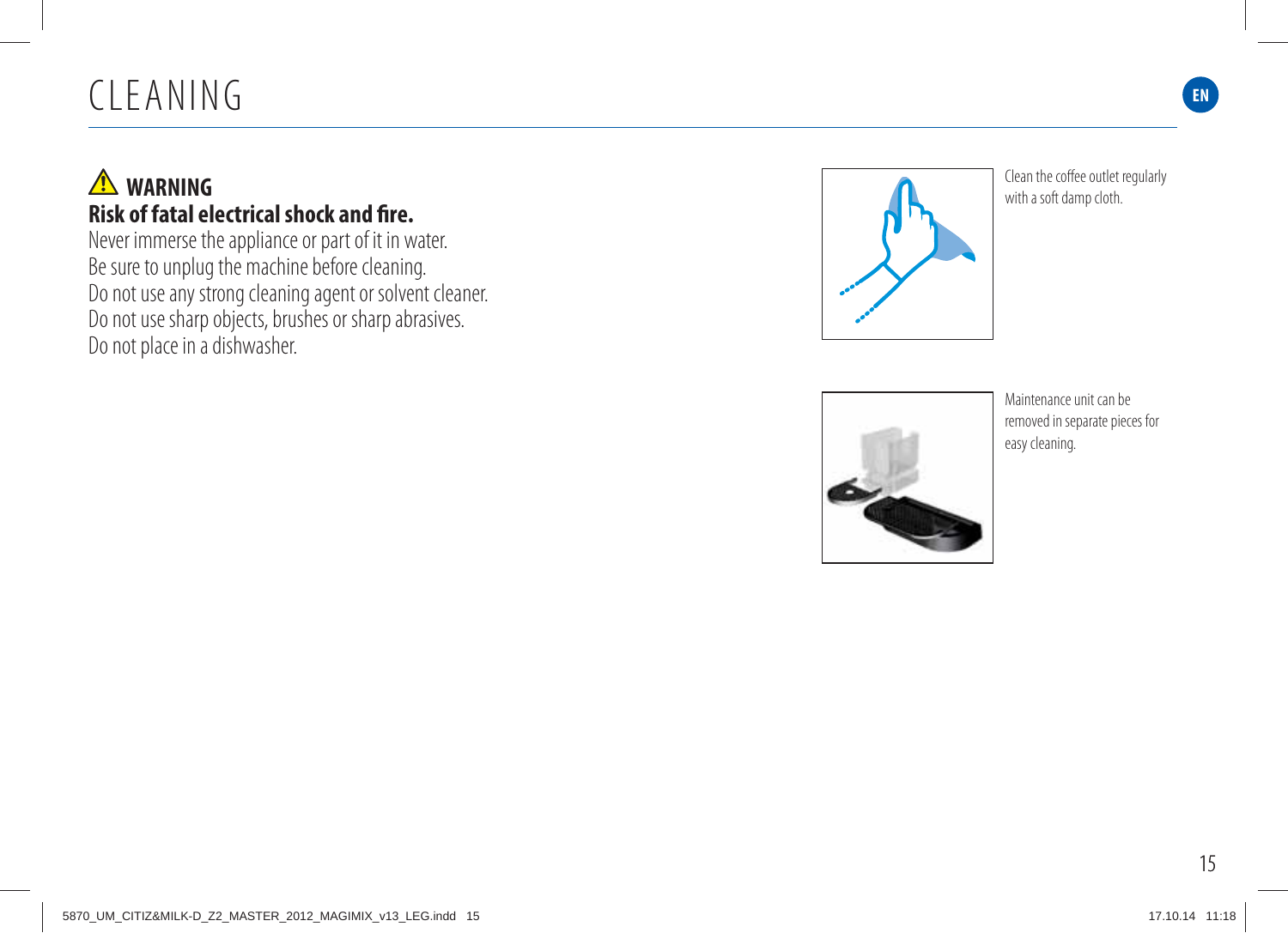# CLEANING

**⚠ WARNING**

**Risk of fatal electrical shock and fire.**

Never immerse the appliance or part of it in water.
Be sure to unplug the machine before cleaning.
Do not use any strong cleaning agent or solvent cleaner.
Do not use sharp objects, brushes or sharp abrasives.
Do not place in a dishwasher.

Clean the coffee outlet regularly with a soft damp cloth.

Maintenance unit can be removed in separate pieces for easy cleaning.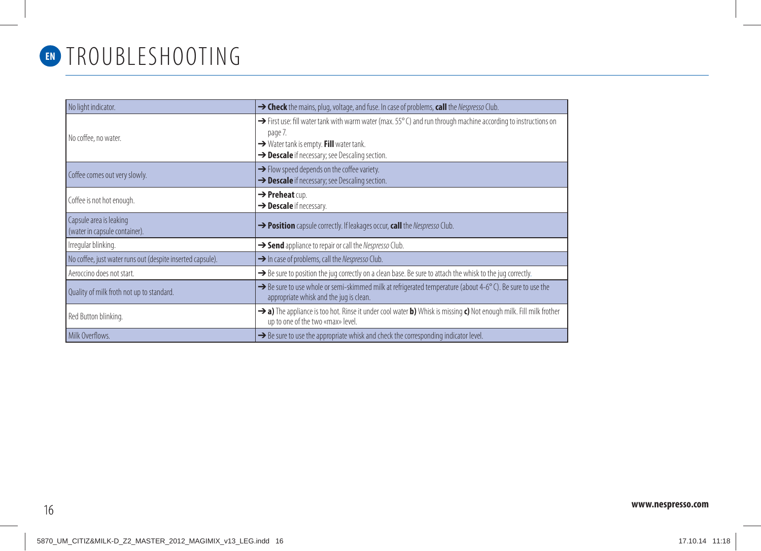# TROUBLESHOOTING

| Problem | Solution |
| --- | --- |
| No light indicator. | ➔ **Check** the mains, plug, voltage, and fuse. In case of problems, **call** the *Nespresso* Club. |
| No coffee, no water. | ➔ First use: fill water tank with warm water (max. 55° C) and run through machine according to instructions on page 7.<br>➔ Water tank is empty. **Fill** water tank.<br>➔ **Descale** if necessary; see Descaling section. |
| Coffee comes out very slowly. | ➔ Flow speed depends on the coffee variety.<br>➔ **Descale** if necessary; see Descaling section. |
| Coffee is not hot enough. | ➔ **Preheat** cup.<br>➔ **Descale** if necessary. |
| Capsule area is leaking (water in capsule container). | ➔ **Position** capsule correctly. If leakages occur, **call** the *Nespresso* Club. |
| Irregular blinking. | ➔ **Send** appliance to repair or call the *Nespresso* Club. |
| No coffee, just water runs out (despite inserted capsule). | ➔ In case of problems, call the *Nespresso* Club. |
| Aeroccino does not start. | ➔ Be sure to position the jug correctly on a clean base. Be sure to attach the whisk to the jug correctly. |
| Quality of milk froth not up to standard. | ➔ Be sure to use whole or semi-skimmed milk at refrigerated temperature (about 4-6° C). Be sure to use the appropriate whisk and the jug is clean. |
| Red Button blinking. | ➔ **a)** The appliance is too hot. Rinse it under cool water **b)** Whisk is missing **c)** Not enough milk. Fill milk frother up to one of the two «max» level. |
| Milk Overflows. | ➔ Be sure to use the appropriate whisk and check the corresponding indicator level. |

**www.nespresso.com**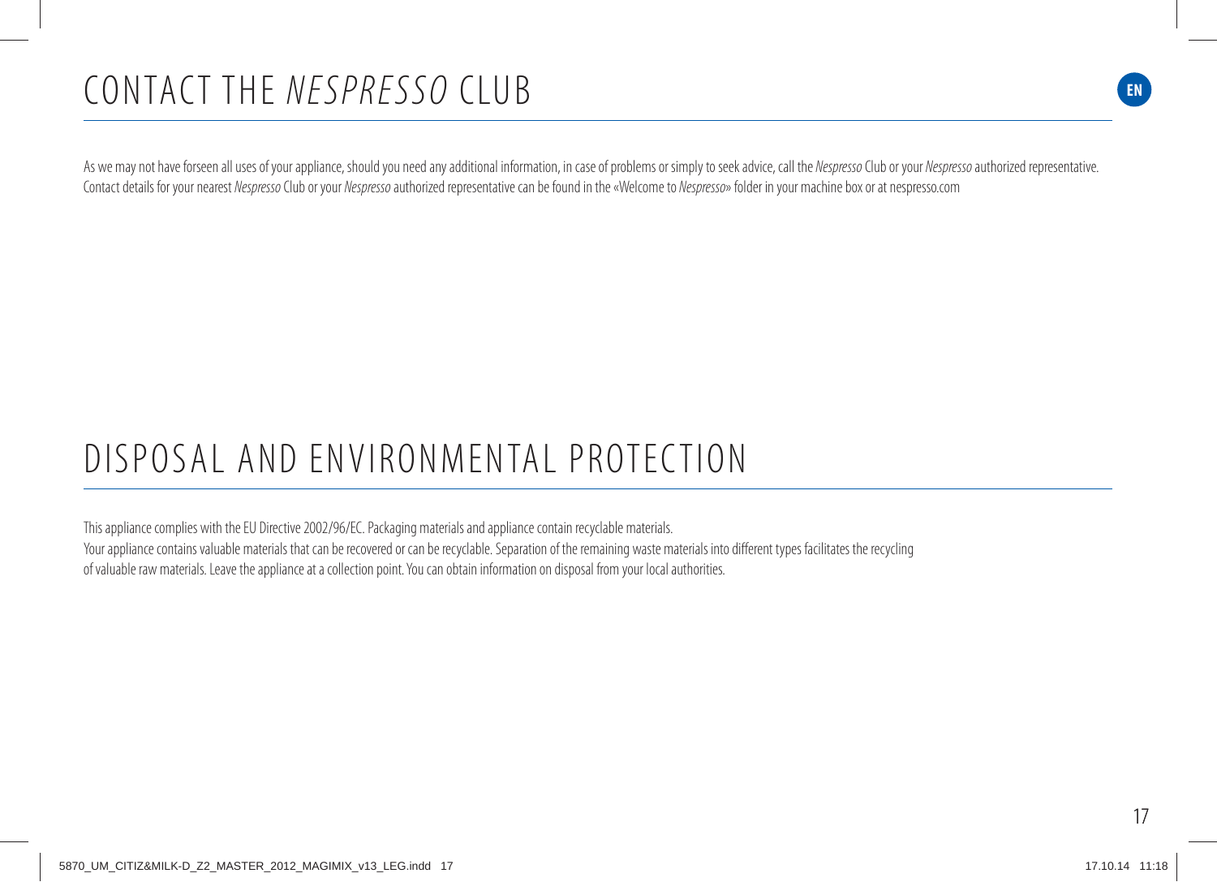# CONTACT THE *NESPRESSO* CLUB

As we may not have forseen all uses of your appliance, should you need any additional information, in case of problems or simply to seek advice, call the *Nespresso* Club or your *Nespresso* authorized representative. Contact details for your nearest *Nespresso* Club or your *Nespresso* authorized representative can be found in the «Welcome to *Nespresso*» folder in your machine box or at nespresso.com

# DISPOSAL AND ENVIRONMENTAL PROTECTION

This appliance complies with the EU Directive 2002/96/EC. Packaging materials and appliance contain recyclable materials.
Your appliance contains valuable materials that can be recovered or can be recyclable. Separation of the remaining waste materials into different types facilitates the recycling of valuable raw materials. Leave the appliance at a collection point. You can obtain information on disposal from your local authorities.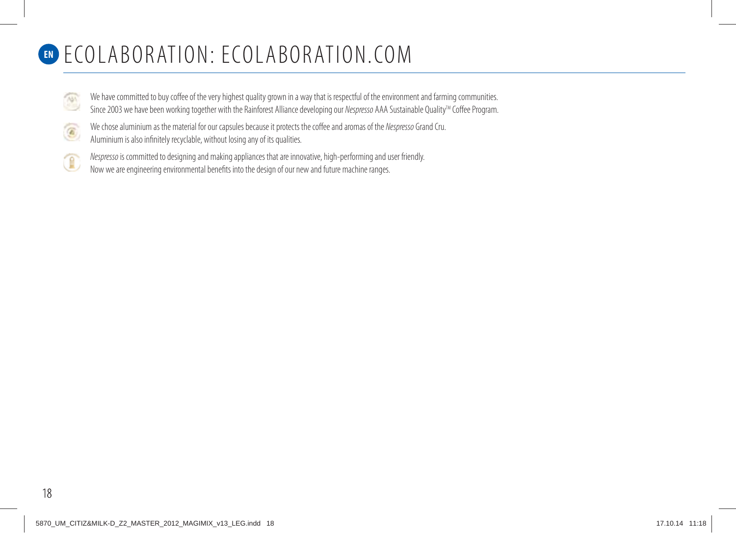# EN ECOLABORATION: ECOLABORATION.COM

We have committed to buy coffee of the very highest quality grown in a way that is respectful of the environment and farming communities.
Since 2003 we have been working together with the Rainforest Alliance developing our *Nespresso* AAA Sustainable Quality™ Coffee Program.

We chose aluminium as the material for our capsules because it protects the coffee and aromas of the *Nespresso* Grand Cru.
Aluminium is also infinitely recyclable, without losing any of its qualities.

*Nespresso* is committed to designing and making appliances that are innovative, high-performing and user friendly.
Now we are engineering environmental benefits into the design of our new and future machine ranges.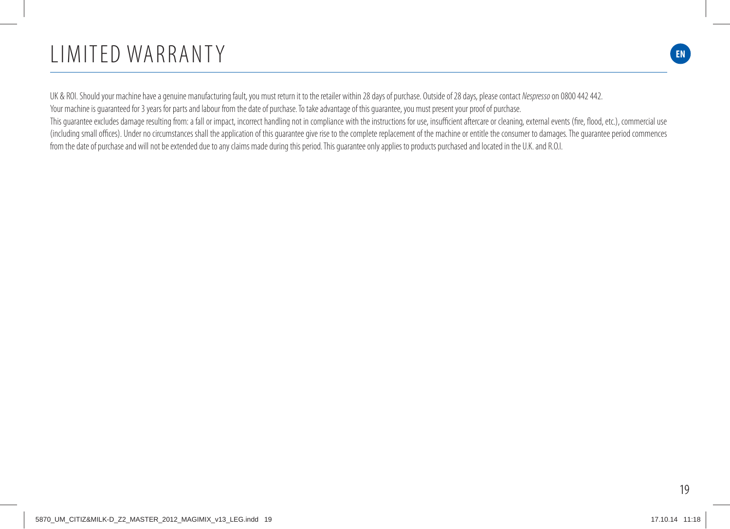# LIMITED WARRANTY

EN

UK & ROI. Should your machine have a genuine manufacturing fault, you must return it to the retailer within 28 days of purchase. Outside of 28 days, please contact *Nespresso* on 0800 442 442.

Your machine is guaranteed for 3 years for parts and labour from the date of purchase. To take advantage of this guarantee, you must present your proof of purchase.

This guarantee excludes damage resulting from: a fall or impact, incorrect handling not in compliance with the instructions for use, insufficient aftercare or cleaning, external events (fire, flood, etc.), commercial use (including small offices). Under no circumstances shall the application of this guarantee give rise to the complete replacement of the machine or entitle the consumer to damages. The guarantee period commences from the date of purchase and will not be extended due to any claims made during this period. This guarantee only applies to products purchased and located in the U.K. and R.O.I.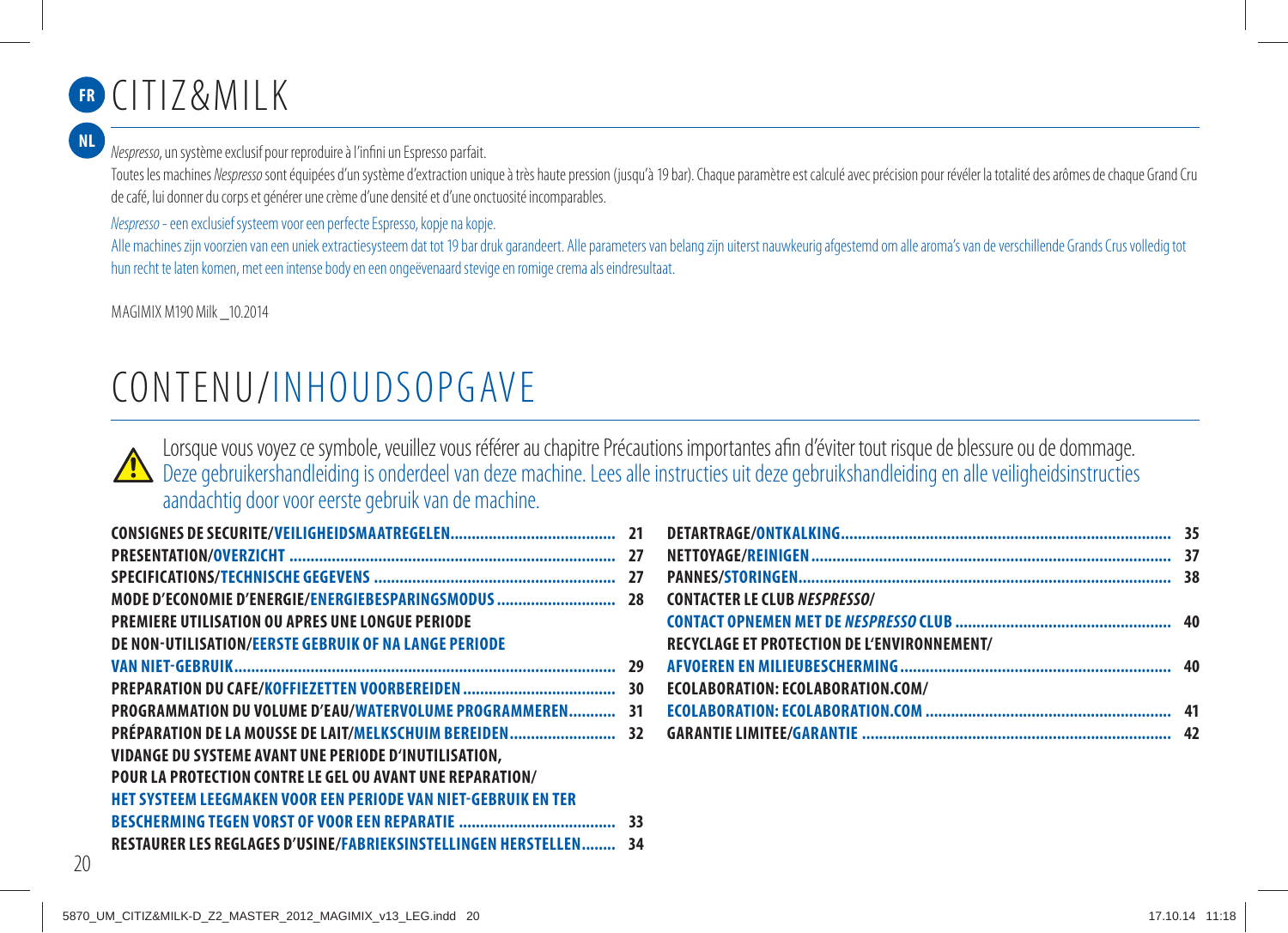FR NL

# CITIZ&MILK

*Nespresso*, un système exclusif pour reproduire à l'infini un Espresso parfait.

Toutes les machines *Nespresso* sont équipées d'un système d'extraction unique à très haute pression (jusqu'à 19 bar). Chaque paramètre est calculé avec précision pour révéler la totalité des arômes de chaque Grand Cru de café, lui donner du corps et générer une crème d'une densité et d'une onctuosité incomparables.

*Nespresso* - een exclusief systeem voor een perfecte Espresso, kopje na kopje.

Alle machines zijn voorzien van een uniek extractiesysteem dat tot 19 bar druk garandeert. Alle parameters van belang zijn uiterst nauwkeurig afgestemd om alle aroma's van de verschillende Grands Crus volledig tot hun recht te laten komen, met een intense body en een ongeëvenaard stevige en romige crema als eindresultaat.

MAGIMIX M190 Milk _10.2014

# CONTENU/INHOUDSOPGAVE

Lorsque vous voyez ce symbole, veuillez vous référer au chapitre Précautions importantes afin d'éviter tout risque de blessure ou de dommage.
Deze gebruikershandleiding is onderdeel van deze machine. Lees alle instructies uit deze gebruikshandleiding en alle veiligheidsinstructies aandachtig door voor eerste gebruik van de machine.

| | |
|---|---|
| **CONSIGNES DE SECURITE/VEILIGHEIDSMAATREGELEN** | **21** |
| **PRESENTATION/OVERZICHT** | **27** |
| **SPECIFICATIONS/TECHNISCHE GEGEVENS** | **27** |
| **MODE D'ECONOMIE D'ENERGIE/ENERGIEBESPARINGSMODUS** | **28** |
| **PREMIERE UTILISATION OU APRES UNE LONGUE PERIODE DE NON-UTILISATION/EERSTE GEBRUIK OF NA LANGE PERIODE VAN NIET-GEBRUIK** | **29** |
| **PREPARATION DU CAFE/KOFFIEZETTEN VOORBEREIDEN** | **30** |
| **PROGRAMMATION DU VOLUME D'EAU/WATERVOLUME PROGRAMMEREN** | **31** |
| **PRÉPARATION DE LA MOUSSE DE LAIT/MELKSCHUIM BEREIDEN** | **32** |
| **VIDANGE DU SYSTEME AVANT UNE PERIODE D'INUTILISATION, POUR LA PROTECTION CONTRE LE GEL OU AVANT UNE REPARATION/HET SYSTEEM LEEGMAKEN VOOR EEN PERIODE VAN NIET-GEBRUIK EN TER BESCHERMING TEGEN VORST OF VOOR EEN REPARATIE** | **33** |
| **RESTAURER LES REGLAGES D'USINE/FABRIEKSINSTELLINGEN HERSTELLEN** | **34** |
| **DETARTRAGE/ONTKALKING** | **35** |
| **NETTOYAGE/REINIGEN** | **37** |
| **PANNES/STORINGEN** | **38** |
| **CONTACTER LE CLUB *NESPRESSO*/CONTACT OPNEMEN MET DE *NESPRESSO* CLUB** | **40** |
| **RECYCLAGE ET PROTECTION DE L'ENVIRONNEMENT/AFVOEREN EN MILIEUBESCHERMING** | **40** |
| **ECOLABORATION: ECOLABORATION.COM/ECOLABORATION: ECOLABORATION.COM** | **41** |
| **GARANTIE LIMITEE/GARANTIE** | **42** |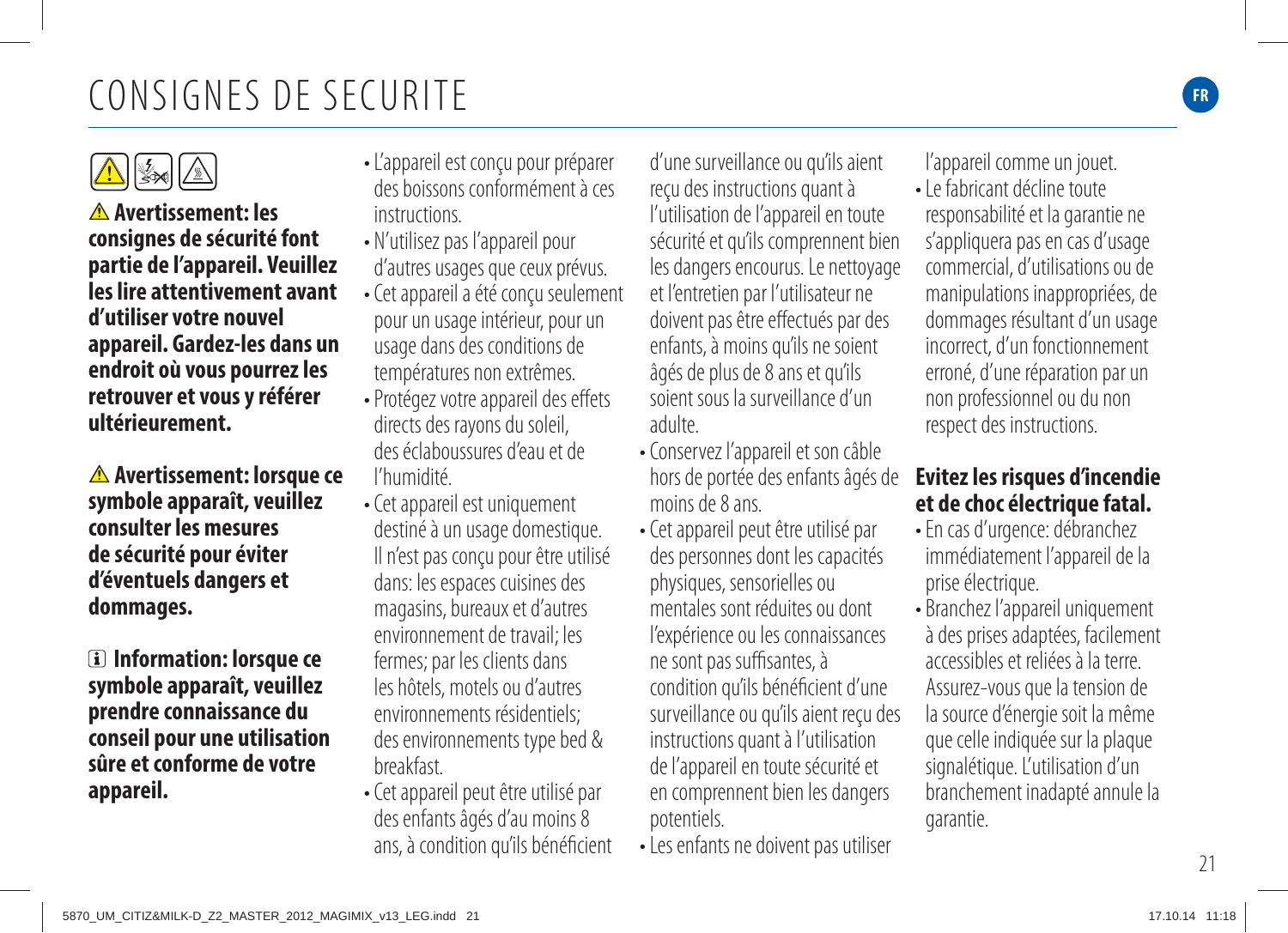# CONSIGNES DE SECURITE

**⚠ Avertissement: les consignes de sécurité font partie de l'appareil. Veuillez les lire attentivement avant d'utiliser votre nouvel appareil. Gardez-les dans un endroit où vous pourrez les retrouver et vous y référer ultérieurement.**

**⚠ Avertissement: lorsque ce symbole apparaît, veuillez consulter les mesures de sécurité pour éviter d'éventuels dangers et dommages.**

**ℹ Information: lorsque ce symbole apparaît, veuillez prendre connaissance du conseil pour une utilisation sûre et conforme de votre appareil.**

- L'appareil est conçu pour préparer des boissons conformément à ces instructions.
- N'utilisez pas l'appareil pour d'autres usages que ceux prévus.
- Cet appareil a été conçu seulement pour un usage intérieur, pour un usage dans des conditions de températures non extrêmes.
- Protégez votre appareil des effets directs des rayons du soleil, des éclaboussures d'eau et de l'humidité.
- Cet appareil est uniquement destiné à un usage domestique. Il n'est pas conçu pour être utilisé dans: les espaces cuisines des magasins, bureaux et d'autres environnement de travail; les fermes; par les clients dans les hôtels, motels ou d'autres environnements résidentiels; des environnements type bed & breakfast.
- Cet appareil peut être utilisé par des enfants âgés d'au moins 8 ans, à condition qu'ils bénéficient d'une surveillance ou qu'ils aient reçu des instructions quant à l'utilisation de l'appareil en toute sécurité et qu'ils comprennent bien les dangers encourus. Le nettoyage et l'entretien par l'utilisateur ne doivent pas être effectués par des enfants, à moins qu'ils ne soient âgés de plus de 8 ans et qu'ils soient sous la surveillance d'un adulte.
- Conservez l'appareil et son câble hors de portée des enfants âgés de moins de 8 ans.
- Cet appareil peut être utilisé par des personnes dont les capacités physiques, sensorielles ou mentales sont réduites ou dont l'expérience ou les connaissances ne sont pas suffisantes, à condition qu'ils bénéficient d'une surveillance ou qu'ils aient reçu des instructions quant à l'utilisation de l'appareil en toute sécurité et en comprennent bien les dangers potentiels.
- Les enfants ne doivent pas utiliser l'appareil comme un jouet.
- Le fabricant décline toute responsabilité et la garantie ne s'appliquera pas en cas d'usage commercial, d'utilisations ou de manipulations inappropriées, de dommages résultant d'un usage incorrect, d'un fonctionnement erroné, d'une réparation par un non professionnel ou du non respect des instructions.

## Evitez les risques d'incendie et de choc électrique fatal.

- En cas d'urgence: débranchez immédiatement l'appareil de la prise électrique.
- Branchez l'appareil uniquement à des prises adaptées, facilement accessibles et reliées à la terre. Assurez-vous que la tension de la source d'énergie soit la même que celle indiquée sur la plaque signalétique. L'utilisation d'un branchement inadapté annule la garantie.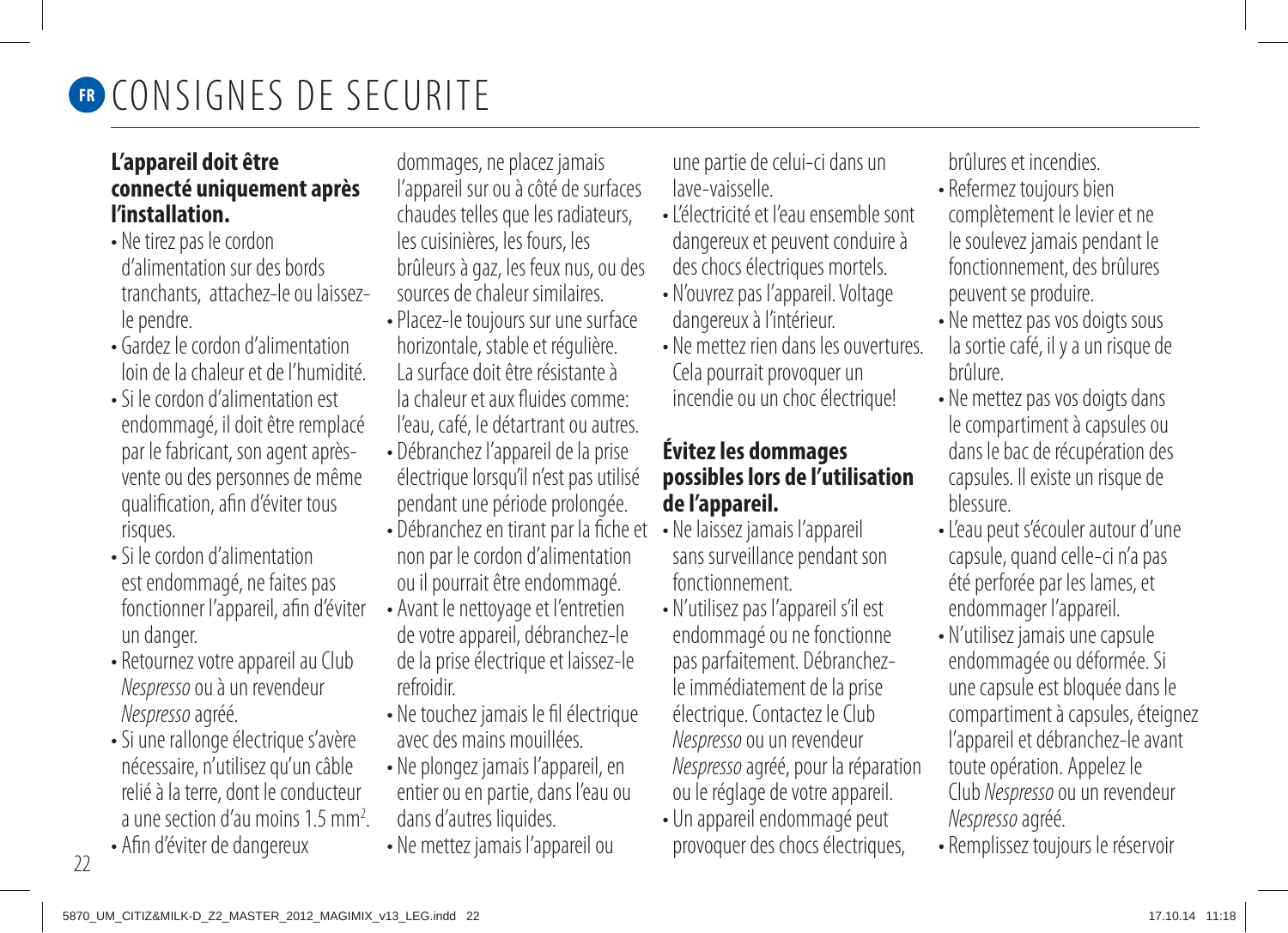# FR CONSIGNES DE SECURITE

**L'appareil doit être connecté uniquement après l'installation.**

- Ne tirez pas le cordon d'alimentation sur des bords tranchants, attachez-le ou laissez-le pendre.
- Gardez le cordon d'alimentation loin de la chaleur et de l'humidité.
- Si le cordon d'alimentation est endommagé, il doit être remplacé par le fabricant, son agent après-vente ou des personnes de même qualification, afin d'éviter tous risques.
- Si le cordon d'alimentation est endommagé, ne faites pas fonctionner l'appareil, afin d'éviter un danger.
- Retournez votre appareil au Club *Nespresso* ou à un revendeur *Nespresso* agréé.
- Si une rallonge électrique s'avère nécessaire, n'utilisez qu'un câble relié à la terre, dont le conducteur a une section d'au moins 1.5 mm².
- Afin d'éviter de dangereux dommages, ne placez jamais l'appareil sur ou à côté de surfaces chaudes telles que les radiateurs, les cuisinières, les fours, les brûleurs à gaz, les feux nus, ou des sources de chaleur similaires.
- Placez-le toujours sur une surface horizontale, stable et régulière. La surface doit être résistante à la chaleur et aux fluides comme: l'eau, café, le détartrant ou autres.
- Débranchez l'appareil de la prise électrique lorsqu'il n'est pas utilisé pendant une période prolongée.
- Débranchez en tirant par la fiche et non par le cordon d'alimentation ou il pourrait être endommagé.
- Avant le nettoyage et l'entretien de votre appareil, débranchez-le de la prise électrique et laissez-le refroidir.
- Ne touchez jamais le fil électrique avec des mains mouillées.
- Ne plongez jamais l'appareil, en entier ou en partie, dans l'eau ou dans d'autres liquides.
- Ne mettez jamais l'appareil ou une partie de celui-ci dans un lave-vaisselle.
- L'électricité et l'eau ensemble sont dangereux et peuvent conduire à des chocs électriques mortels.
- N'ouvrez pas l'appareil. Voltage dangereux à l'intérieur.
- Ne mettez rien dans les ouvertures. Cela pourrait provoquer un incendie ou un choc électrique!

**Évitez les dommages possibles lors de l'utilisation de l'appareil.**

- Ne laissez jamais l'appareil sans surveillance pendant son fonctionnement.
- N'utilisez pas l'appareil s'il est endommagé ou ne fonctionne pas parfaitement. Débranchez-le immédiatement de la prise électrique. Contactez le Club *Nespresso* ou un revendeur *Nespresso* agréé, pour la réparation ou le réglage de votre appareil.
- Un appareil endommagé peut provoquer des chocs électriques, brûlures et incendies.
- Refermez toujours bien complètement le levier et ne le soulevez jamais pendant le fonctionnement, des brûlures peuvent se produire.
- Ne mettez pas vos doigts sous la sortie café, il y a un risque de brûlure.
- Ne mettez pas vos doigts dans le compartiment à capsules ou dans le bac de récupération des capsules. Il existe un risque de blessure.
- L'eau peut s'écouler autour d'une capsule, quand celle-ci n'a pas été perforée par les lames, et endommager l'appareil.
- N'utilisez jamais une capsule endommagée ou déformée. Si une capsule est bloquée dans le compartiment à capsules, éteignez l'appareil et débranchez-le avant toute opération. Appelez le Club *Nespresso* ou un revendeur *Nespresso* agréé.
- Remplissez toujours le réservoir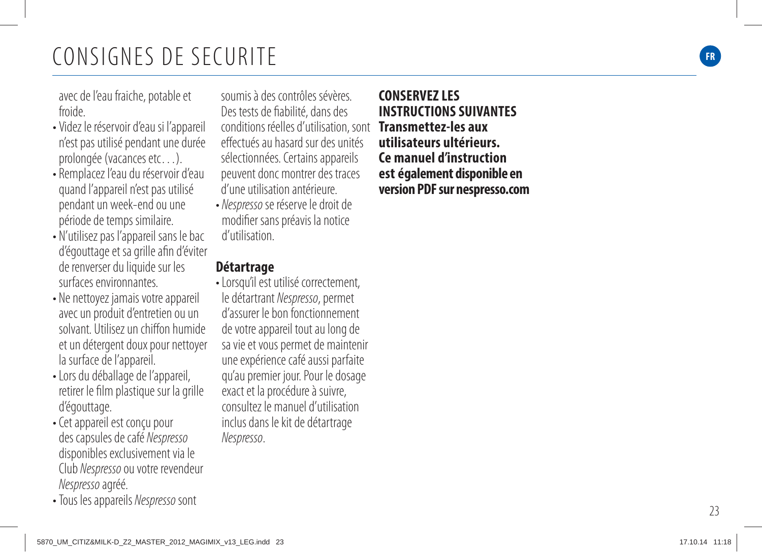# CONSIGNES DE SECURITE

avec de l'eau fraiche, potable et froide.

- Videz le réservoir d'eau si l'appareil n'est pas utilisé pendant une durée prolongée (vacances etc…).
- Remplacez l'eau du réservoir d'eau quand l'appareil n'est pas utilisé pendant un week-end ou une période de temps similaire.
- N'utilisez pas l'appareil sans le bac d'égouttage et sa grille afin d'éviter de renverser du liquide sur les surfaces environnantes.
- Ne nettoyez jamais votre appareil avec un produit d'entretien ou un solvant. Utilisez un chiffon humide et un détergent doux pour nettoyer la surface de l'appareil.
- Lors du déballage de l'appareil, retirer le film plastique sur la grille d'égouttage.
- Cet appareil est conçu pour des capsules de café *Nespresso* disponibles exclusivement via le Club *Nespresso* ou votre revendeur *Nespresso* agréé.
- Tous les appareils *Nespresso* sont soumis à des contrôles sévères. Des tests de fiabilité, dans des conditions réelles d'utilisation, sont effectués au hasard sur des unités sélectionnées. Certains appareils peuvent donc montrer des traces d'une utilisation antérieure.
- *Nespresso* se réserve le droit de modifier sans préavis la notice d'utilisation.

## Détartrage

- Lorsqu'il est utilisé correctement, le détartrant *Nespresso*, permet d'assurer le bon fonctionnement de votre appareil tout au long de sa vie et vous permet de maintenir une expérience café aussi parfaite qu'au premier jour. Pour le dosage exact et la procédure à suivre, consultez le manuel d'utilisation inclus dans le kit de détartrage *Nespresso*.

**CONSERVEZ LES INSTRUCTIONS SUIVANTES**
**Transmettez-les aux utilisateurs ultérieurs.**
**Ce manuel d'instruction est également disponible en version PDF sur nespresso.com**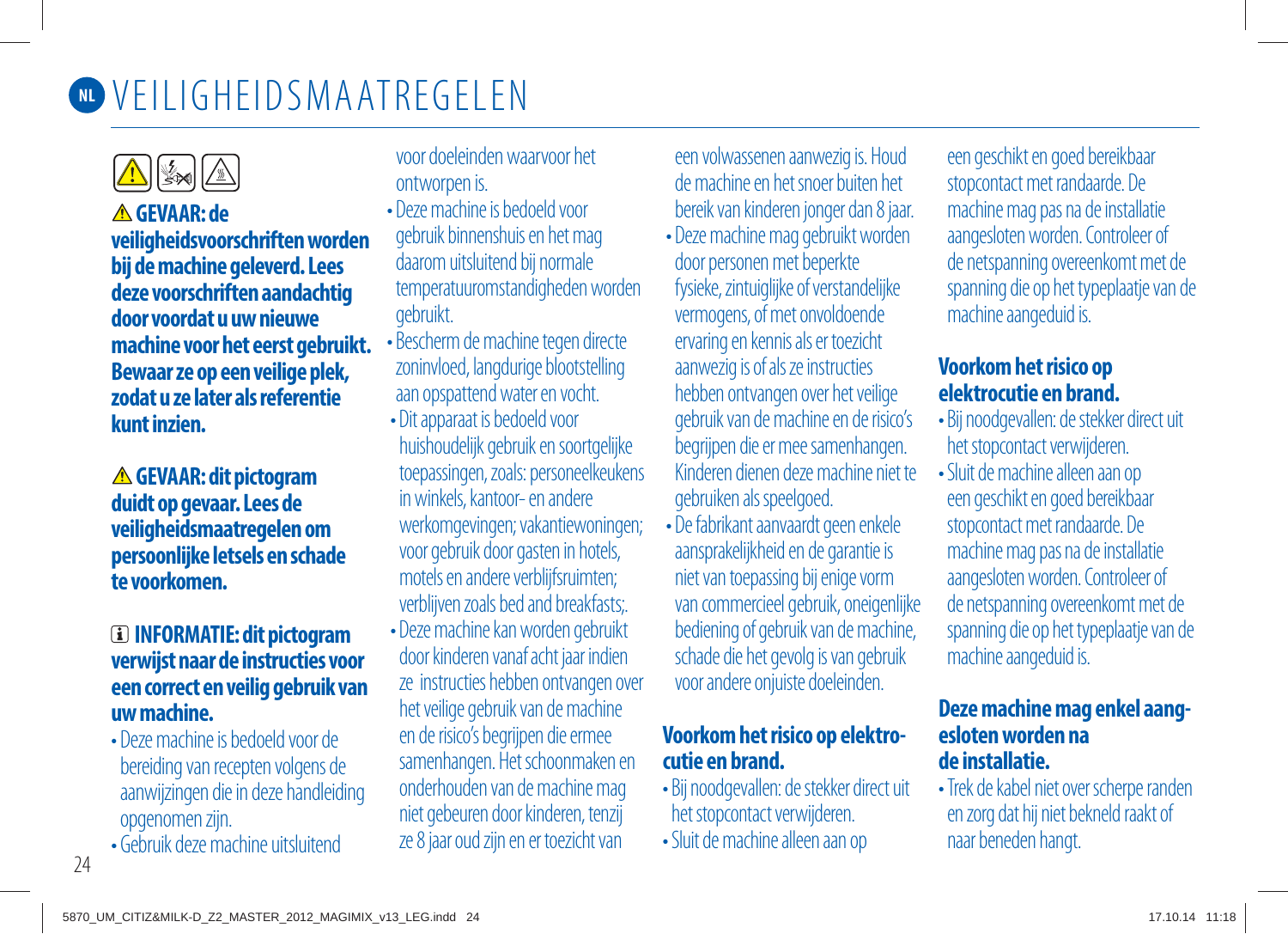# NL VEILIGHEIDSMAATREGELEN

**⚠ GEVAAR: de veiligheidsvoorschriften worden bij de machine geleverd. Lees deze voorschriften aandachtig door voordat u uw nieuwe machine voor het eerst gebruikt. Bewaar ze op een veilige plek, zodat u ze later als referentie kunt inzien.**

**⚠ GEVAAR: dit pictogram duidt op gevaar. Lees de veiligheidsmaatregelen om persoonlijke letsels en schade te voorkomen.**

**ℹ INFORMATIE: dit pictogram verwijst naar de instructies voor een correct en veilig gebruik van uw machine.**

- Deze machine is bedoeld voor de bereiding van recepten volgens de aanwijzingen die in deze handleiding opgenomen zijn.
- Gebruik deze machine uitsluitend voor doeleinden waarvoor het ontworpen is.
- Deze machine is bedoeld voor gebruik binnenshuis en het mag daarom uitsluitend bij normale temperatuuromstandigheden worden gebruikt.
- Bescherm de machine tegen directe zoninvloed, langdurige blootstelling aan opspattend water en vocht.
- Dit apparaat is bedoeld voor huishoudelijk gebruik en soortgelijke toepassingen, zoals: personeelkeukens in winkels, kantoor- en andere werkomgevingen; vakantiewoningen; voor gebruik door gasten in hotels, motels en andere verblijfsruimten; verblijven zoals bed and breakfasts;.
- Deze machine kan worden gebruikt door kinderen vanaf acht jaar indien ze instructies hebben ontvangen over het veilige gebruik van de machine en de risico's begrijpen die ermee samenhangen. Het schoonmaken en onderhouden van de machine mag niet gebeuren door kinderen, tenzij ze 8 jaar oud zijn en er toezicht van een volwassenen aanwezig is. Houd de machine en het snoer buiten het bereik van kinderen jonger dan 8 jaar.
- Deze machine mag gebruikt worden door personen met beperkte fysieke, zintuiglijke of verstandelijke vermogens, of met onvoldoende ervaring en kennis als er toezicht aanwezig is of als ze instructies hebben ontvangen over het veilige gebruik van de machine en de risico's begrijpen die er mee samenhangen. Kinderen dienen deze machine niet te gebruiken als speelgoed.
- De fabrikant aanvaardt geen enkele aansprakelijkheid en de garantie is niet van toepassing bij enige vorm van commercieel gebruik, oneigenlijke bediening of gebruik van de machine, schade die het gevolg is van gebruik voor andere onjuiste doeleinden.

### Voorkom het risico op elektrocutie en brand.

- Bij noodgevallen: de stekker direct uit het stopcontact verwijderen.
- Sluit de machine alleen aan op een geschikt en goed bereikbaar stopcontact met randaarde. De machine mag pas na de installatie aangesloten worden. Controleer of de netspanning overeenkomt met de spanning die op het typeplaatje van de machine aangeduid is.

### Voorkom het risico op elektrocutie en brand.

- Bij noodgevallen: de stekker direct uit het stopcontact verwijderen.
- Sluit de machine alleen aan op een geschikt en goed bereikbaar stopcontact met randaarde. De machine mag pas na de installatie aangesloten worden. Controleer of de netspanning overeenkomt met de spanning die op het typeplaatje van de machine aangeduid is.

### Deze machine mag enkel aangesloten worden na de installatie.

- Trek de kabel niet over scherpe randen en zorg dat hij niet bekneld raakt of naar beneden hangt.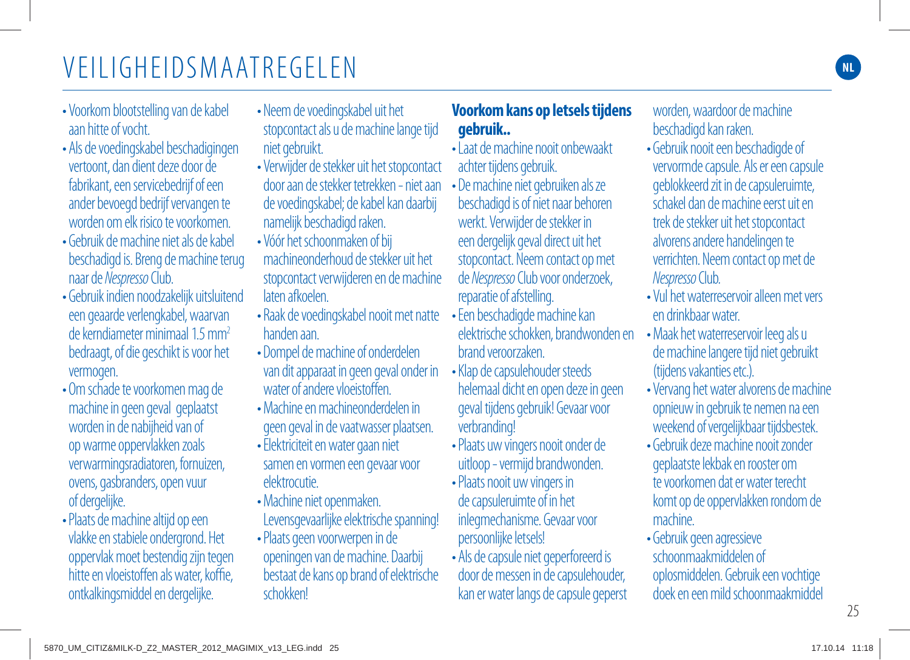# VEILIGHEIDSMAATREGELEN

- Voorkom blootstelling van de kabel aan hitte of vocht.
- Als de voedingskabel beschadigingen vertoont, dan dient deze door de fabrikant, een servicebedrijf of een ander bevoegd bedrijf vervangen te worden om elk risico te voorkomen.
- Gebruik de machine niet als de kabel beschadigd is. Breng de machine terug naar de *Nespresso* Club.
- Gebruik indien noodzakelijk uitsluitend een geaarde verlengkabel, waarvan de kerndiameter minimaal 1.5 mm$^2$ bedraagt, of die geschikt is voor het vermogen.
- Om schade te voorkomen mag de machine in geen geval geplaatst worden in de nabijheid van of op warme oppervlakken zoals verwarmingsradiatoren, fornuizen, ovens, gasbranders, open vuur of dergelijke.
- Plaats de machine altijd op een vlakke en stabiele ondergrond. Het oppervlak moet bestendig zijn tegen hitte en vloeistoffen als water, koffie, ontkalkingsmiddel en dergelijke.
- Neem de voedingskabel uit het stopcontact als u de machine lange tijd niet gebruikt.
- Verwijder de stekker uit het stopcontact door aan de stekker te trekken - niet aan de voedingskabel; de kabel kan daarbij namelijk beschadigd raken.
- Vóór het schoonmaken of bij machineonderhoud de stekker uit het stopcontact verwijderen en de machine laten afkoelen.
- Raak de voedingskabel nooit met natte handen aan.
- Dompel de machine of onderdelen van dit apparaat in geen geval onder in water of andere vloeistoffen.
- Machine en machineonderdelen in geen geval in de vaatwasser plaatsen.
- Elektriciteit en water gaan niet samen en vormen een gevaar voor elektrocutie.
- Machine niet openmaken. Levensgevaarlijke elektrische spanning!
- Plaats geen voorwerpen in de openingen van de machine. Daarbij bestaat de kans op brand of elektrische schokken!

## Voorkom kans op letsels tijdens gebruik..

- Laat de machine nooit onbewaakt achter tijdens gebruik.
- De machine niet gebruiken als ze beschadigd is of niet naar behoren werkt. Verwijder de stekker in een dergelijk geval direct uit het stopcontact. Neem contact op met de *Nespresso* Club voor onderzoek, reparatie of afstelling.
- Een beschadigde machine kan elektrische schokken, brandwonden en brand veroorzaken.
- Klap de capsulehouder steeds helemaal dicht en open deze in geen geval tijdens gebruik! Gevaar voor verbranding!
- Plaats uw vingers nooit onder de uitloop - vermijd brandwonden.
- Plaats nooit uw vingers in de capsuleruimte of in het inlegmechanisme. Gevaar voor persoonlijke letsels!
- Als de capsule niet geperforeerd is door de messen in de capsulehouder, kan er water langs de capsule geperst worden, waardoor de machine beschadigd kan raken.
- Gebruik nooit een beschadigde of vervormde capsule. Als er een capsule geblokkeerd zit in de capsuleruimte, schakel dan de machine eerst uit en trek de stekker uit het stopcontact alvorens andere handelingen te verrichten. Neem contact op met de *Nespresso* Club.
- Vul het waterreservoir alleen met vers en drinkbaar water.
- Maak het waterreservoir leeg als u de machine langere tijd niet gebruikt (tijdens vakanties etc.).
- Vervang het water alvorens de machine opnieuw in gebruik te nemen na een weekend of vergelijkbaar tijdsbestek.
- Gebruik deze machine nooit zonder geplaatste lekbak en rooster om te voorkomen dat er water terecht komt op de oppervlakken rondom de machine.
- Gebruik geen agressieve schoonmaakmiddelen of oplosmiddelen. Gebruik een vochtige doek en een mild schoonmaakmiddel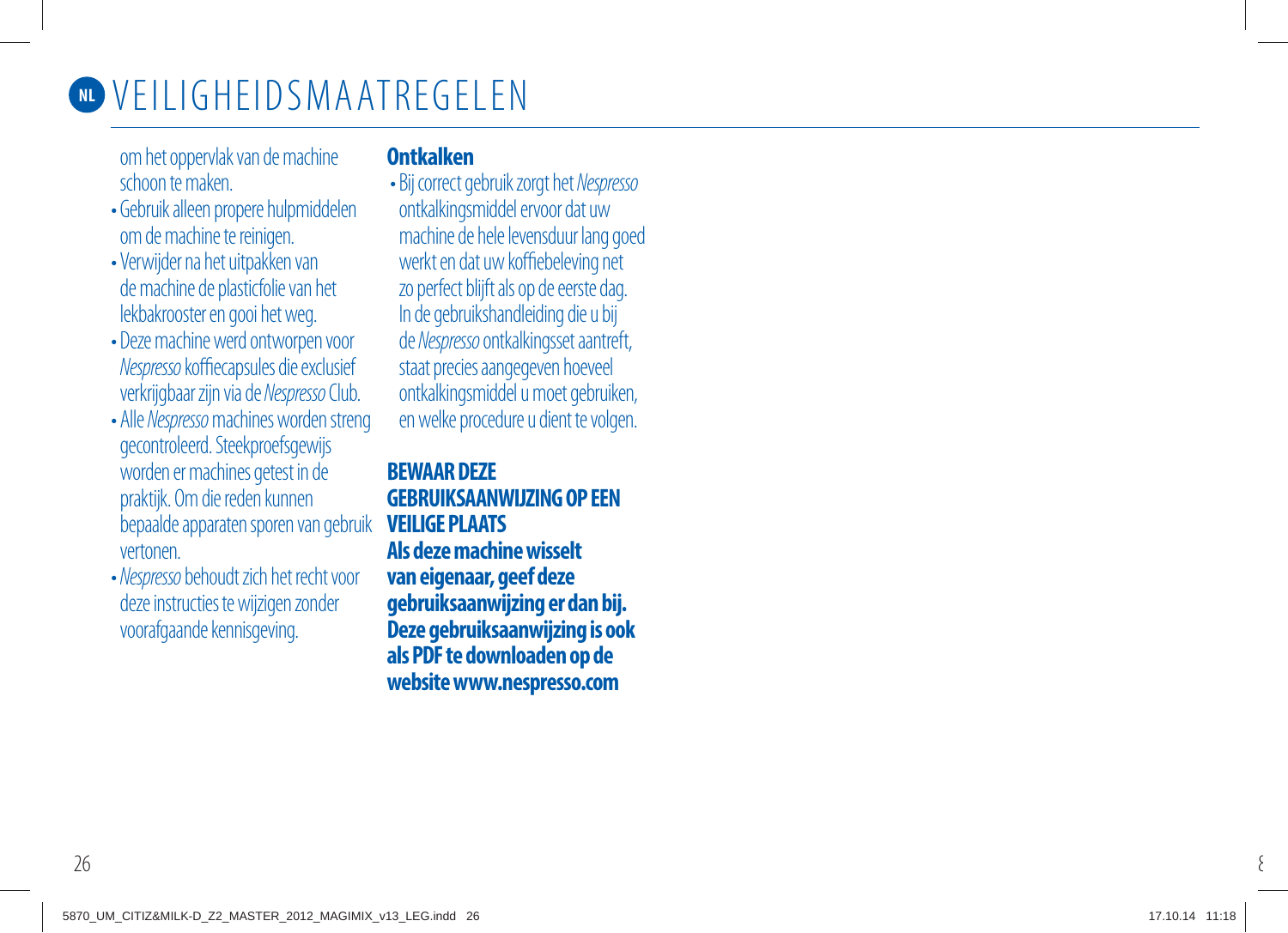# VEILIGHEIDSMAATREGELEN

om het oppervlak van de machine schoon te maken.

- Gebruik alleen propere hulpmiddelen om de machine te reinigen.
- Verwijder na het uitpakken van de machine de plasticfolie van het lekbakrooster en gooi het weg.
- Deze machine werd ontworpen voor *Nespresso* koffiecapsules die exclusief verkrijgbaar zijn via de *Nespresso* Club.
- Alle *Nespresso* machines worden streng gecontroleerd. Steekproefsgewijs worden er machines getest in de praktijk. Om die reden kunnen bepaalde apparaten sporen van gebruik vertonen.
- *Nespresso* behoudt zich het recht voor deze instructies te wijzigen zonder voorafgaande kennisgeving.

## Ontkalken

- Bij correct gebruik zorgt het *Nespresso* ontkalkingsmiddel ervoor dat uw machine de hele levensduur lang goed werkt en dat uw koffiebeleving net zo perfect blijft als op de eerste dag. In de gebruikshandleiding die u bij de *Nespresso* ontkalkingsset aantreft, staat precies aangegeven hoeveel ontkalkingsmiddel u moet gebruiken, en welke procedure u dient te volgen.

## BEWAAR DEZE GEBRUIKSAANWIJZING OP EEN VEILIGE PLAATS

**Als deze machine wisselt van eigenaar, geef deze gebruiksaanwijzing er dan bij. Deze gebruiksaanwijzing is ook als PDF te downloaden op de website www.nespresso.com**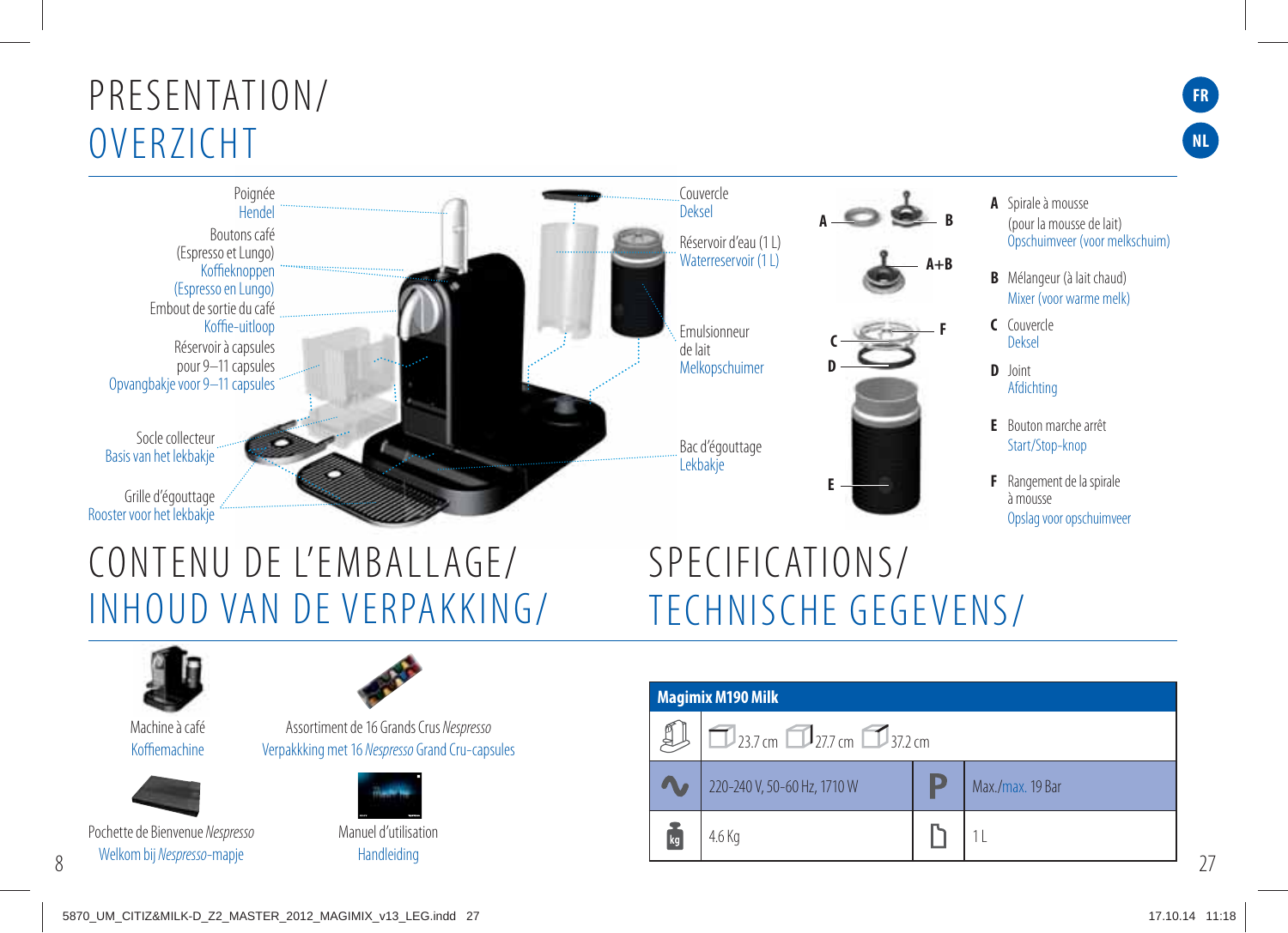# PRESENTATION/ OVERZICHT

FR
NL

Poignée
Hendel

Boutons café (Espresso et Lungo)
Koffieknoppen (Espresso en Lungo)

Embout de sortie du café
Koffie-uitloop

Réservoir à capsules pour 9–11 capsules
Opvangbakje voor 9–11 capsules

Socle collecteur
Basis van het lekbakje

Grille d'égouttage
Rooster voor het lekbakje

Couvercle
Deksel

Réservoir d'eau (1 L)
Waterreservoir (1 L)

Emulsionneur de lait
Melkopschuimer

Bac d'égouttage
Lekbakje

**A** Spirale à mousse (pour la mousse de lait)
Opschuimveer (voor melkschuim)

**B** Mélangeur (à lait chaud)
Mixer (voor warme melk)

**A+B**

**C** Couvercle
Deksel

**D** Joint
Afdichting

**E** Bouton marche arrêt
Start/Stop-knop

**F** Rangement de la spirale à mousse
Opslag voor opschuimveer

# CONTENU DE L'EMBALLAGE/ INHOUD VAN DE VERPAKKING/

Machine à café
Koffiemachine

Assortiment de 16 Grands Crus *Nespresso*
Verpakkking met 16 *Nespresso* Grand Cru-capsules

Pochette de Bienvenue *Nespresso*
Welkom bij *Nespresso*-mapje

Manuel d'utilisation
Handleiding

# SPECIFICATIONS/ TECHNISCHE GEGEVENS/

| Magimix M190 Milk | | | |
|---|---|---|---|
| | 23.7 cm 27.7 cm 37.2 cm | | |
| | 220-240 V, 50-60 Hz, 1710 W | | Max./max. 19 Bar |
| kg | 4.6 Kg | | 1 L |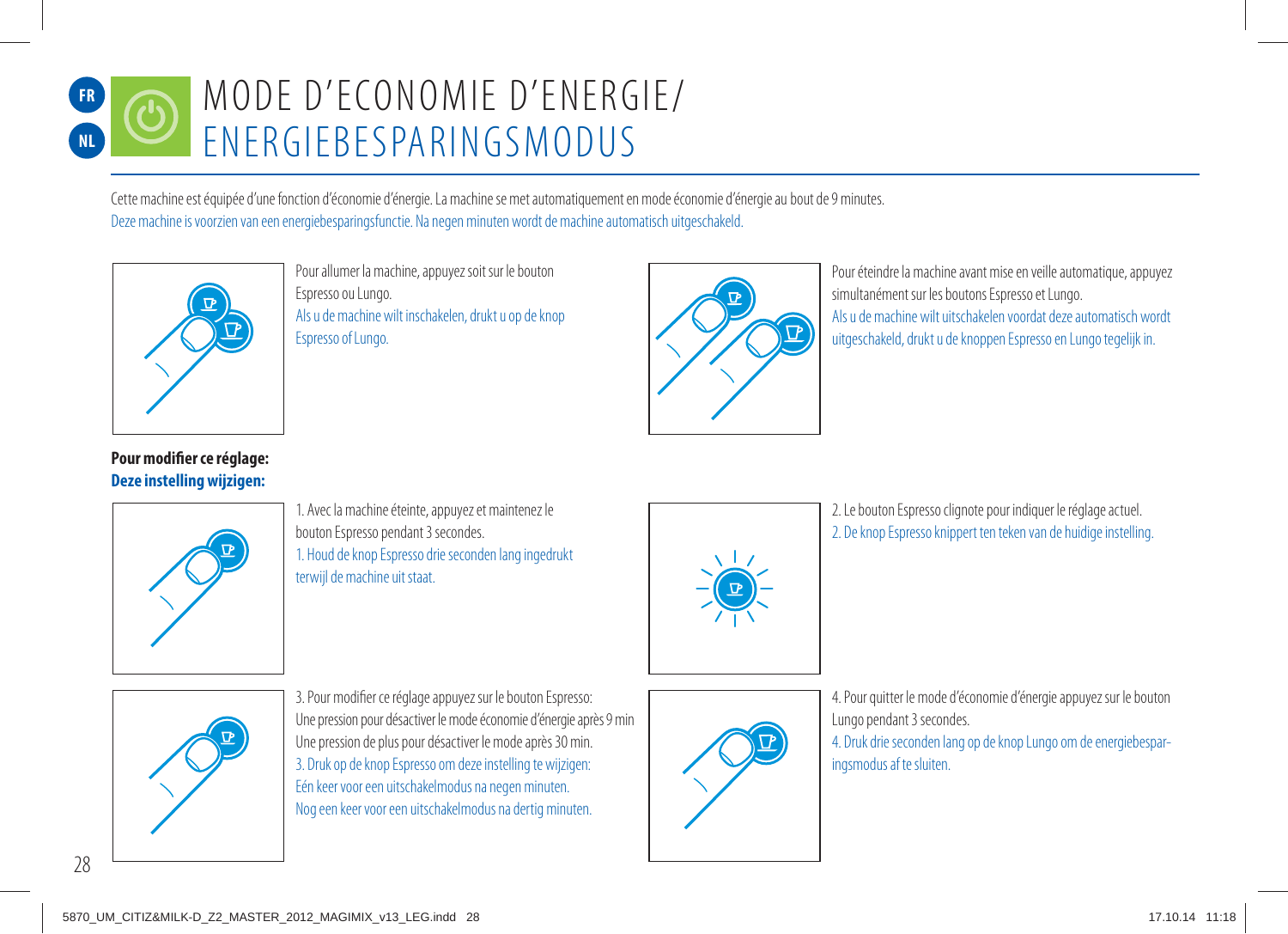# MODE D'ECONOMIE D'ENERGIE/ ENERGIEBESPARINGSMODUS

Cette machine est équipée d'une fonction d'économie d'énergie. La machine se met automatiquement en mode économie d'énergie au bout de 9 minutes.
Deze machine is voorzien van een energiebesparingsfunctie. Na negen minuten wordt de machine automatisch uitgeschakeld.

Pour allumer la machine, appuyez soit sur le bouton Espresso ou Lungo.
Als u de machine wilt inschakelen, drukt u op de knop Espresso of Lungo.

Pour éteindre la machine avant mise en veille automatique, appuyez simultanément sur les boutons Espresso et Lungo.
Als u de machine wilt uitschakelen voordat deze automatisch wordt uitgeschakeld, drukt u de knoppen Espresso en Lungo tegelijk in.

**Pour modifier ce réglage:**
**Deze instelling wijzigen:**

1. Avec la machine éteinte, appuyez et maintenez le bouton Espresso pendant 3 secondes.
1. Houd de knop Espresso drie seconden lang ingedrukt terwijl de machine uit staat.

2. Le bouton Espresso clignote pour indiquer le réglage actuel.
2. De knop Espresso knippert ten teken van de huidige instelling.

3. Pour modifier ce réglage appuyez sur le bouton Espresso:
Une pression pour désactiver le mode économie d'énergie après 9 min
Une pression de plus pour désactiver le mode après 30 min.
3. Druk op de knop Espresso om deze instelling te wijzigen:
Eén keer voor een uitschakelmodus na negen minuten.
Nog een keer voor een uitschakelmodus na dertig minuten.

4. Pour quitter le mode d'économie d'énergie appuyez sur le bouton Lungo pendant 3 secondes.
4. Druk drie seconden lang op de knop Lungo om de energiebesparingsmodus af te sluiten.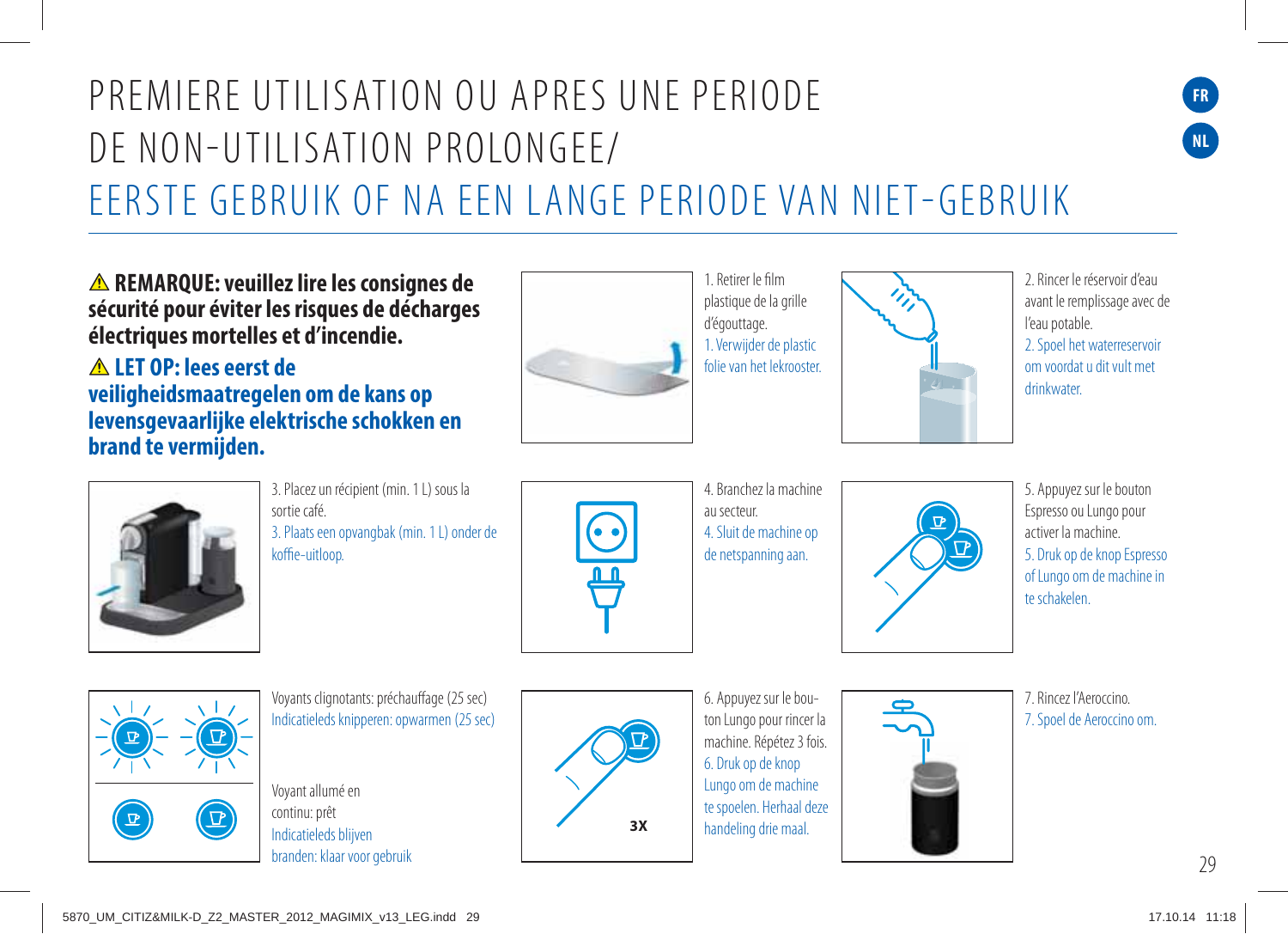# PREMIERE UTILISATION OU APRES UNE PERIODE DE NON-UTILISATION PROLONGEE/ EERSTE GEBRUIK OF NA EEN LANGE PERIODE VAN NIET-GEBRUIK

**⚠ REMARQUE: veuillez lire les consignes de sécurité pour éviter les risques de décharges électriques mortelles et d'incendie.**

**⚠ LET OP: lees eerst de veiligheidsmaatregelen om de kans op levensgevaarlijke elektrische schokken en brand te vermijden.**

1. Retirer le film plastique de la grille d'égouttage.
1. Verwijder de plastic folie van het lekrooster.

2. Rincer le réservoir d'eau avant le remplissage avec de l'eau potable.
2. Spoel het waterreservoir om voordat u dit vult met drinkwater.

3. Placez un récipient (min. 1 L) sous la sortie café.
3. Plaats een opvangbak (min. 1 L) onder de koffie-uitloop.

4. Branchez la machine au secteur.
4. Sluit de machine op de netspanning aan.

5. Appuyez sur le bouton Espresso ou Lungo pour activer la machine.
5. Druk op de knop Espresso of Lungo om de machine in te schakelen.

Voyants clignotants: préchauffage (25 sec)
Indicatieleds knipperen: opwarmen (25 sec)

Voyant allumé en continu: prêt
Indicatieleds blijven branden: klaar voor gebruik

3X

6. Appuyez sur le bouton Lungo pour rincer la machine. Répétez 3 fois.
6. Druk op de knop Lungo om de machine te spoelen. Herhaal deze handeling drie maal.

7. Rincez l'Aeroccino.
7. Spoel de Aeroccino om.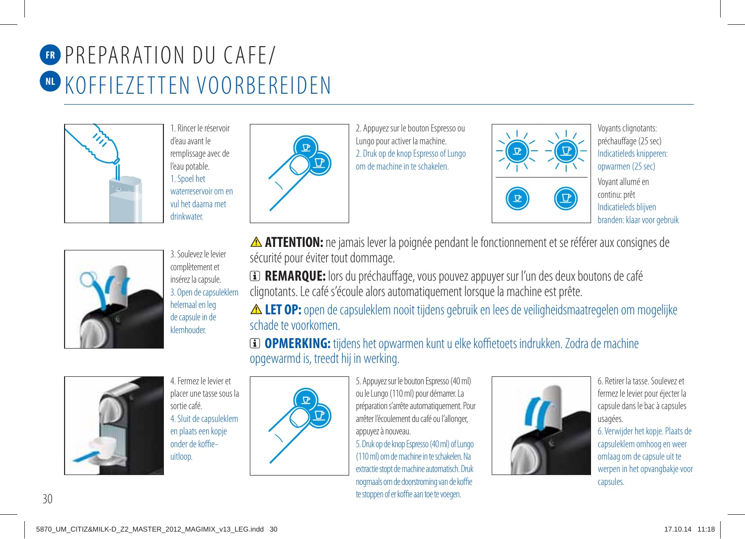# FR PREPARATION DU CAFE/
# NL KOFFIEZETTEN VOORBEREIDEN

1. Rincer le réservoir d'eau avant le remplissage avec de l'eau potable.
1. Spoel het waterreservoir om en vul het daarna met drinkwater.

2. Appuyez sur le bouton Espresso ou Lungo pour activer la machine.
2. Druk op de knop Espresso of Lungo om de machine in te schakelen.

Voyants clignotants: préchauffage (25 sec)
Indicatieleds knipperen: opwarmen (25 sec)

Voyant allumé en continu: prêt
Indicatieleds blijven branden: klaar voor gebruik

3. Soulevez le levier complètement et insérez la capsule.
3. Open de capsuleklem helemaal en leg de capsule in de klemhouder.

⚠ **ATTENTION:** ne jamais lever la poignée pendant le fonctionnement et se référer aux consignes de sécurité pour éviter tout dommage.

ⓘ **REMARQUE:** lors du préchauffage, vous pouvez appuyer sur l'un des deux boutons de café clignotants. Le café s'écoule alors automatiquement lorsque la machine est prête.

⚠ **LET OP:** open de capsuleklem nooit tijdens gebruik en lees de veiligheidsmaatregelen om mogelijke schade te voorkomen.

ⓘ **OPMERKING:** tijdens het opwarmen kunt u elke koffietoets indrukken. Zodra de machine opgewarmd is, treedt hij in werking.

4. Fermez le levier et placer une tasse sous la sortie café.
4. Sluit de capsuleklem en plaats een kopje onder de koffie-uitloop.

5. Appuyez sur le bouton Espresso (40 ml) ou le Lungo (110 ml) pour démarrer. La préparation s'arrête automatiquement. Pour arrêter l'écoulement du café ou l'allonger, appuyez à nouveau.
5. Druk op de knop Espresso (40 ml) of Lungo (110 ml) om de machine in te schakelen. Na extractie stopt de machine automatisch. Druk nogmaals om de doorstroming van de koffie te stoppen of er koffie aan toe te voegen.

6. Retirer la tasse. Soulevez et fermez le levier pour éjecter la capsule dans le bac à capsules usagées.
6. Verwijder het kopje. Plaats de capsuleklem omhoog en weer omlaag om de capsule uit te werpen in het opvangbakje voor capsules.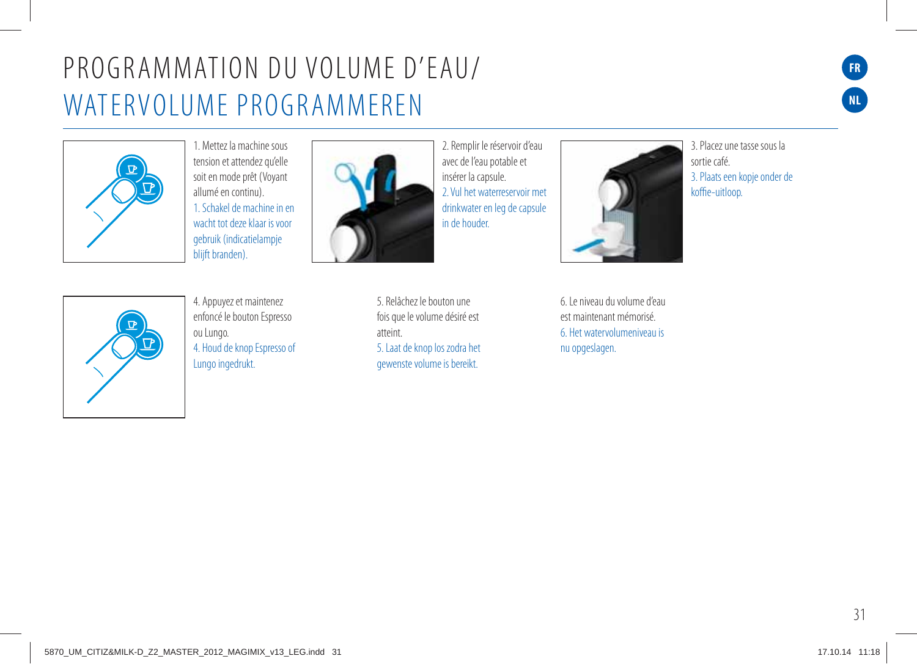# PROGRAMMATION DU VOLUME D'EAU/ WATERVOLUME PROGRAMMEREN

1. Mettez la machine sous tension et attendez qu'elle soit en mode prêt (Voyant allumé en continu).
1. Schakel de machine in en wacht tot deze klaar is voor gebruik (indicatielampje blijft branden).

2. Remplir le réservoir d'eau avec de l'eau potable et insérer la capsule.
2. Vul het waterreservoir met drinkwater en leg de capsule in de houder.

3. Placez une tasse sous la sortie café.
3. Plaats een kopje onder de koffie-uitloop.

4. Appuyez et maintenez enfoncé le bouton Espresso ou Lungo.
4. Houd de knop Espresso of Lungo ingedrukt.

5. Relâchez le bouton une fois que le volume désiré est atteint.
5. Laat de knop los zodra het gewenste volume is bereikt.

6. Le niveau du volume d'eau est maintenant mémorisé.
6. Het watervolumeniveau is nu opgeslagen.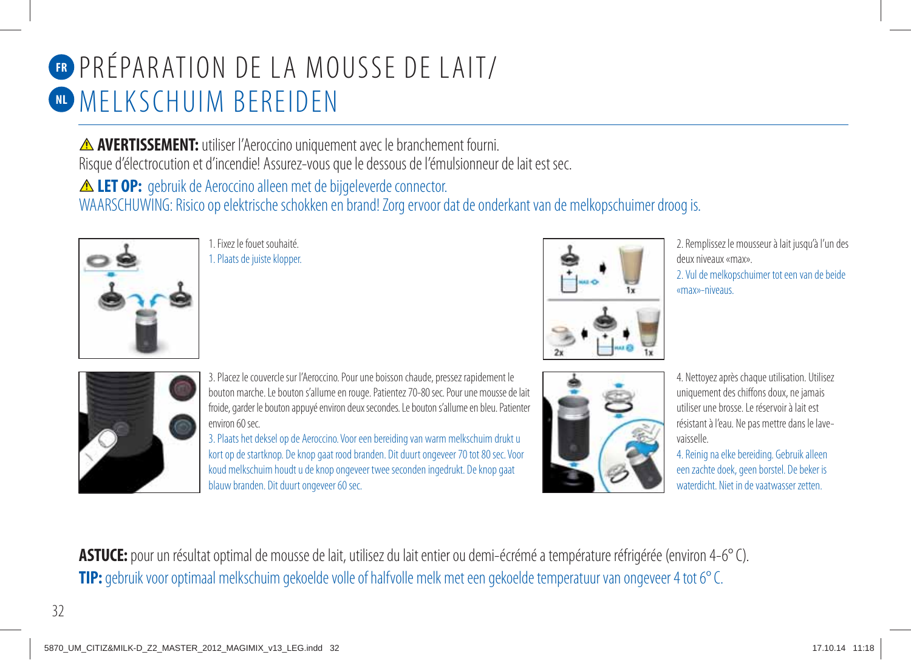# FR PRÉPARATION DE LA MOUSSE DE LAIT/
# NL MELKSCHUIM BEREIDEN

⚠ **AVERTISSEMENT:** utiliser l'Aeroccino uniquement avec le branchement fourni.
Risque d'électrocution et d'incendie! Assurez-vous que le dessous de l'émulsionneur de lait est sec.

⚠ **LET OP:** gebruik de Aeroccino alleen met de bijgeleverde connector.
WAARSCHUWING: Risico op elektrische schokken en brand! Zorg ervoor dat de onderkant van de melkopschuimer droog is.

1. Fixez le fouet souhaité.
1. Plaats de juiste klopper.

2. Remplissez le mousseur à lait jusqu'à l'un des deux niveaux «max».
2. Vul de melkopschuimer tot een van de beide «max»-niveaus.

3. Placez le couvercle sur l'Aeroccino. Pour une boisson chaude, pressez rapidement le bouton marche. Le bouton s'allume en rouge. Patientez 70-80 sec. Pour une mousse de lait froide, garder le bouton appuyé environ deux secondes. Le bouton s'allume en bleu. Patienter environ 60 sec.
3. Plaats het deksel op de Aeroccino. Voor een bereiding van warm melkschuim drukt u kort op de startknop. De knop gaat rood branden. Dit duurt ongeveer 70 tot 80 sec. Voor koud melkschuim houdt u de knop ongeveer twee seconden ingedrukt. De knop gaat blauw branden. Dit duurt ongeveer 60 sec.

4. Nettoyez après chaque utilisation. Utilisez uniquement des chiffons doux, ne jamais utiliser une brosse. Le réservoir à lait est résistant à l'eau. Ne pas mettre dans le lave-vaisselle.
4. Reinig na elke bereiding. Gebruik alleen een zachte doek, geen borstel. De beker is waterdicht. Niet in de vaatwasser zetten.

**ASTUCE:** pour un résultat optimal de mousse de lait, utilisez du lait entier ou demi-écrémé a température réfrigérée (environ 4-6° C).

**TIP:** gebruik voor optimaal melkschuim gekoelde volle of halfvolle melk met een gekoelde temperatuur van ongeveer 4 tot 6° C.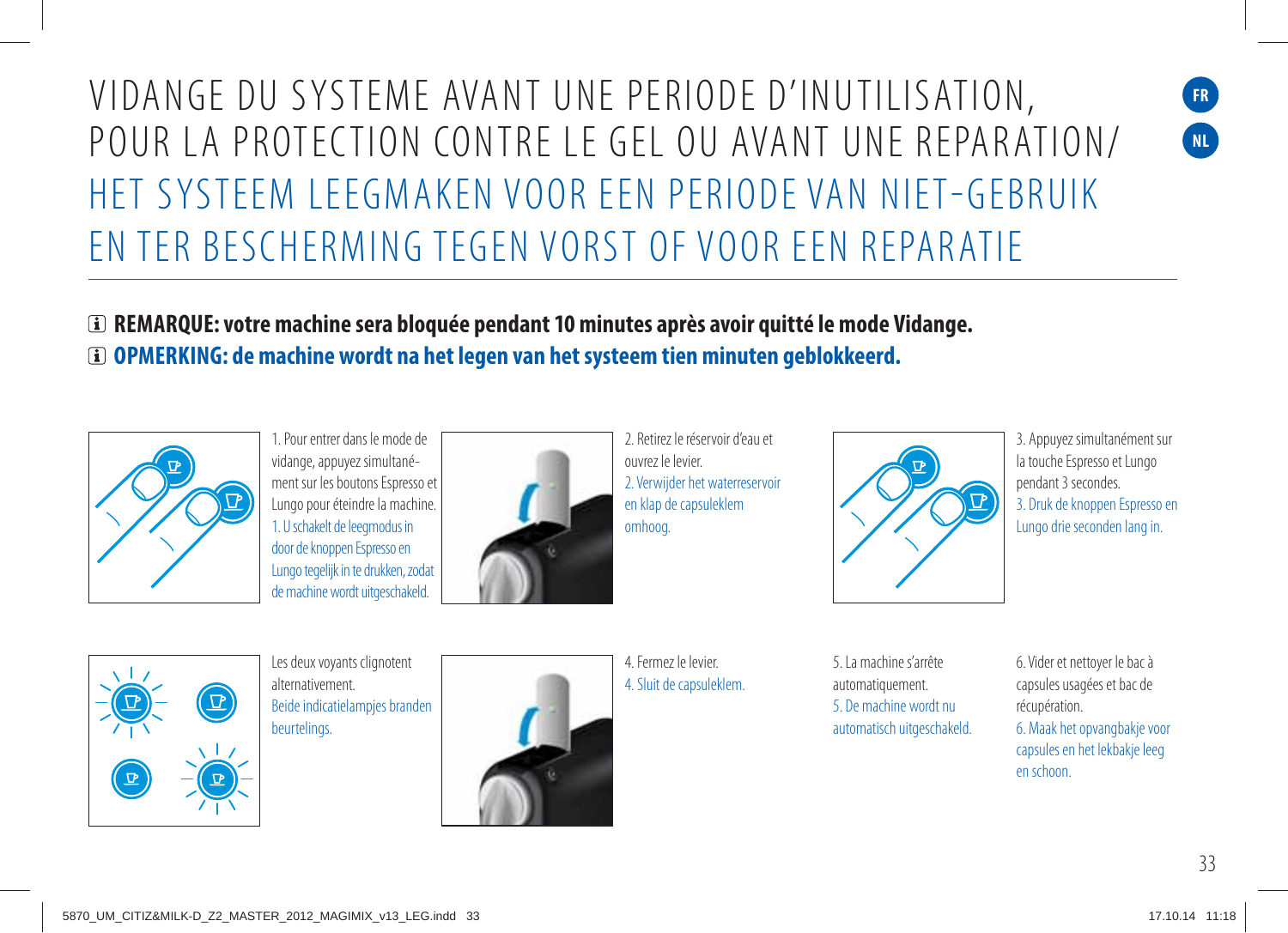# VIDANGE DU SYSTEME AVANT UNE PERIODE D'INUTILISATION, POUR LA PROTECTION CONTRE LE GEL OU AVANT UNE REPARATION/ HET SYSTEEM LEEGMAKEN VOOR EEN PERIODE VAN NIET-GEBRUIK EN TER BESCHERMING TEGEN VORST OF VOOR EEN REPARATIE

**REMARQUE: votre machine sera bloquée pendant 10 minutes après avoir quitté le mode Vidange.**

**OPMERKING: de machine wordt na het legen van het systeem tien minuten geblokkeerd.**

1. Pour entrer dans le mode de vidange, appuyez simultanément sur les boutons Espresso et Lungo pour éteindre la machine.
1. U schakelt de leegmodus in door de knoppen Espresso en Lungo tegelijk in te drukken, zodat de machine wordt uitgeschakeld.

2. Retirez le réservoir d'eau et ouvrez le levier.
2. Verwijder het waterreservoir en klap de capsuleklem omhoog.

3. Appuyez simultanément sur la touche Espresso et Lungo pendant 3 secondes.
3. Druk de knoppen Espresso en Lungo drie seconden lang in.

Les deux voyants clignotent alternativement.
Beide indicatielampjes branden beurtelings.

4. Fermez le levier.
4. Sluit de capsuleklem.

5. La machine s'arrête automatiquement.
5. De machine wordt nu automatisch uitgeschakeld.

6. Vider et nettoyer le bac à capsules usagées et bac de récupération.
6. Maak het opvangbakje voor capsules en het lekbakje leeg en schoon.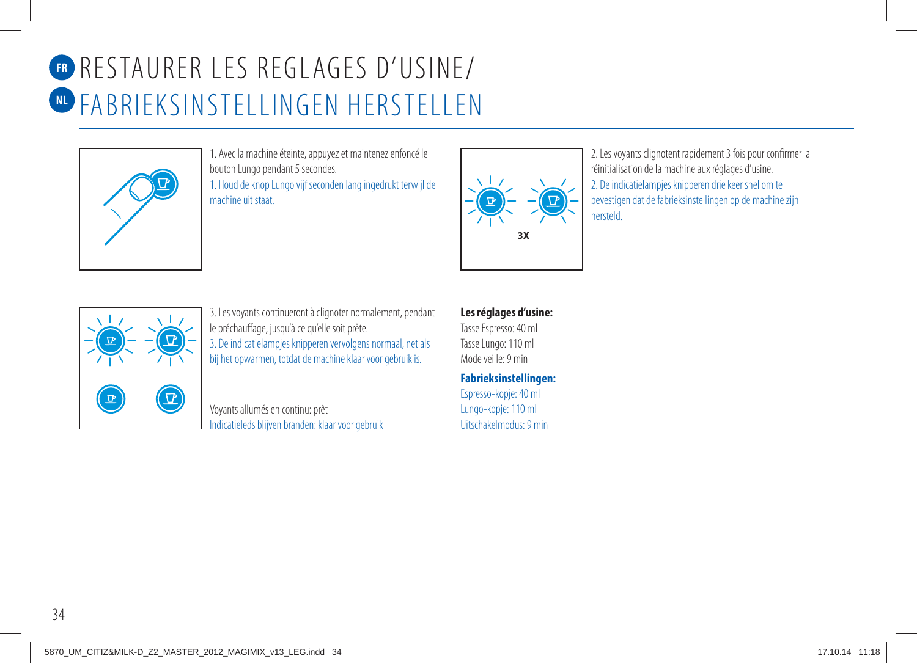# FR RESTAURER LES REGLAGES D'USINE/
# NL FABRIEKSINSTELLINGEN HERSTELLEN

1. Avec la machine éteinte, appuyez et maintenez enfoncé le bouton Lungo pendant 5 secondes.
1. Houd de knop Lungo vijf seconden lang ingedrukt terwijl de machine uit staat.

3X

2. Les voyants clignotent rapidement 3 fois pour confirmer la réinitialisation de la machine aux réglages d'usine.
2. De indicatielampjes knipperen drie keer snel om te bevestigen dat de fabrieksinstellingen op de machine zijn hersteld.

3. Les voyants continueront à clignoter normalement, pendant le préchauffage, jusqu'à ce qu'elle soit prête.
3. De indicatielampjes knipperen vervolgens normaal, net als bij het opwarmen, totdat de machine klaar voor gebruik is.

Voyants allumés en continu: prêt
Indicatieleds blijven branden: klaar voor gebruik

**Les réglages d'usine:**
Tasse Espresso: 40 ml
Tasse Lungo: 110 ml
Mode veille: 9 min

**Fabrieksinstellingen:**
Espresso-kopje: 40 ml
Lungo-kopje: 110 ml
Uitschakelmodus: 9 min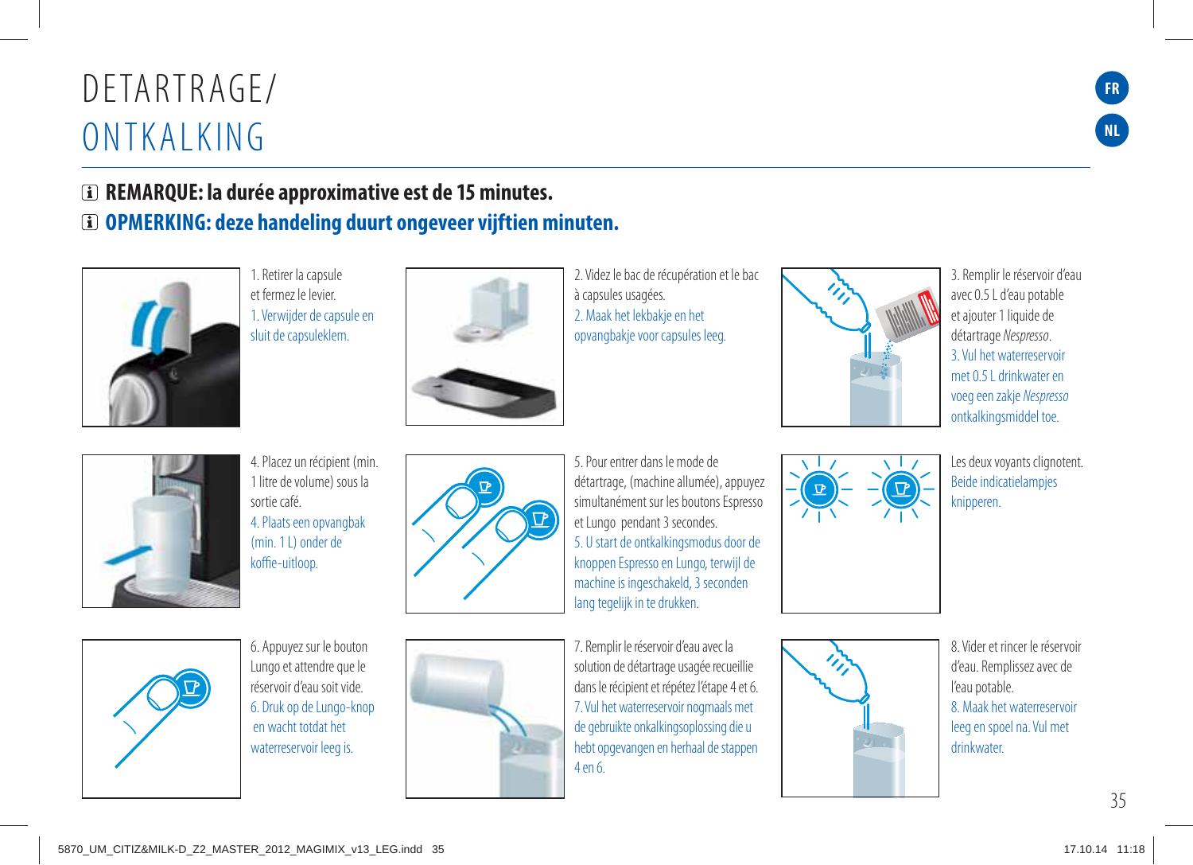# DETARTRAGE/ ONTKALKING

**REMARQUE: la durée approximative est de 15 minutes.**

**OPMERKING: deze handeling duurt ongeveer vijftien minuten.**

1. Retirer la capsule et fermez le levier.
1. Verwijder de capsule en sluit de capsuleklem.

2. Videz le bac de récupération et le bac à capsules usagées.
2. Maak het lekbakje en het opvangbakje voor capsules leeg.

3. Remplir le réservoir d'eau avec 0.5 L d'eau potable et ajouter 1 liquide de détartrage *Nespresso*.
3. Vul het waterreservoir met 0.5 L drinkwater en voeg een zakje *Nespresso* ontkalkingsmiddel toe.

4. Placez un récipient (min. 1 litre de volume) sous la sortie café.
4. Plaats een opvangbak (min. 1 L) onder de koffie-uitloop.

5. Pour entrer dans le mode de détartrage, (machine allumée), appuyez simultanément sur les boutons Espresso et Lungo pendant 3 secondes.
5. U start de ontkalkingsmodus door de knoppen Espresso en Lungo, terwijl de machine is ingeschakeld, 3 seconden lang tegelijk in te drukken.

Les deux voyants clignotent.
Beide indicatielampjes knipperen.

6. Appuyez sur le bouton Lungo et attendre que le réservoir d'eau soit vide.
6. Druk op de Lungo-knop en wacht totdat het waterreservoir leeg is.

7. Remplir le réservoir d'eau avec la solution de détartrage usagée recueillie dans le récipient et répétez l'étape 4 et 6.
7. Vul het waterreservoir nogmaals met de gebruikte onkalkingsoplossing die u hebt opgevangen en herhaal de stappen 4 en 6.

8. Vider et rincer le réservoir d'eau. Remplissez avec de l'eau potable.
8. Maak het waterreservoir leeg en spoel na. Vul met drinkwater.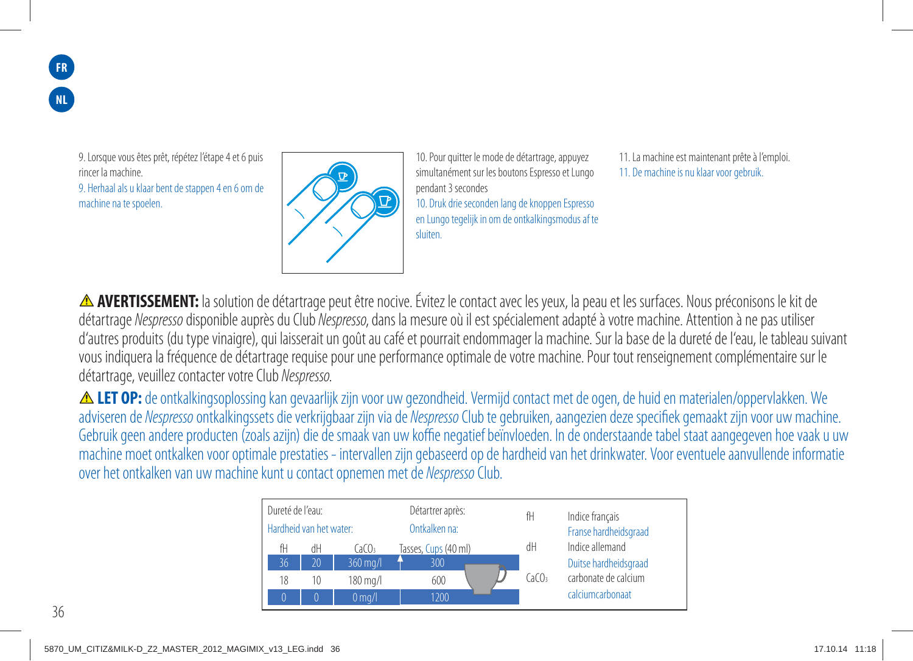9. Lorsque vous êtes prêt, répétez l'étape 4 et 6 puis rincer la machine.

9. Herhaal als u klaar bent de stappen 4 en 6 om de machine na te spoelen.

10. Pour quitter le mode de détartrage, appuyez simultanément sur les boutons Espresso et Lungo pendant 3 secondes

10. Druk drie seconden lang de knoppen Espresso en Lungo tegelijk in om de ontkalkingsmodus af te sluiten.

11. La machine est maintenant prête à l'emploi.

11. De machine is nu klaar voor gebruik.

⚠ **AVERTISSEMENT:** la solution de détartrage peut être nocive. Évitez le contact avec les yeux, la peau et les surfaces. Nous préconisons le kit de détartrage *Nespresso* disponible auprès du Club *Nespresso*, dans la mesure où il est spécialement adapté à votre machine. Attention à ne pas utiliser d'autres produits (du type vinaigre), qui laisserait un goût au café et pourrait endommager la machine. Sur la base de la dureté de l'eau, le tableau suivant vous indiquera la fréquence de détartrage requise pour une performance optimale de votre machine. Pour tout renseignement complémentaire sur le détartrage, veuillez contacter votre Club *Nespresso*.

⚠ **LET OP:** de ontkalkingsoplossing kan gevaarlijk zijn voor uw gezondheid. Vermijd contact met de ogen, de huid en materialen/oppervlakken. We adviseren de *Nespresso* ontkalkingssets die verkrijgbaar zijn via de *Nespresso* Club te gebruiken, aangezien deze specifiek gemaakt zijn voor uw machine. Gebruik geen andere producten (zoals azijn) die de smaak van uw koffie negatief beïnvloeden. In de onderstaande tabel staat aangegeven hoe vaak u uw machine moet ontkalken voor optimale prestaties - intervallen zijn gebaseerd op de hardheid van het drinkwater. Voor eventuele aanvullende informatie over het ontkalken van uw machine kunt u contact opnemen met de *Nespresso* Club.

| Dureté de l'eau: / Hardheid van het water: | | | Détartrer après: / Ontkalken na: |
|---|---|---|---|
| fH | dH | $CaCO_3$ | Tasses, Cups (40 ml) |
| 36 | 20 | 360 mg/l | 300 |
| 18 | 10 | 180 mg/l | 600 |
| 0 | 0 | 0 mg/l | 1200 |

| | |
|---|---|
| fH | Indice français / Franse hardheidsgraad |
| dH | Indice allemand / Duitse hardheidsgraad |
| $CaCO_3$ | carbonate de calcium / calciumcarbonaat |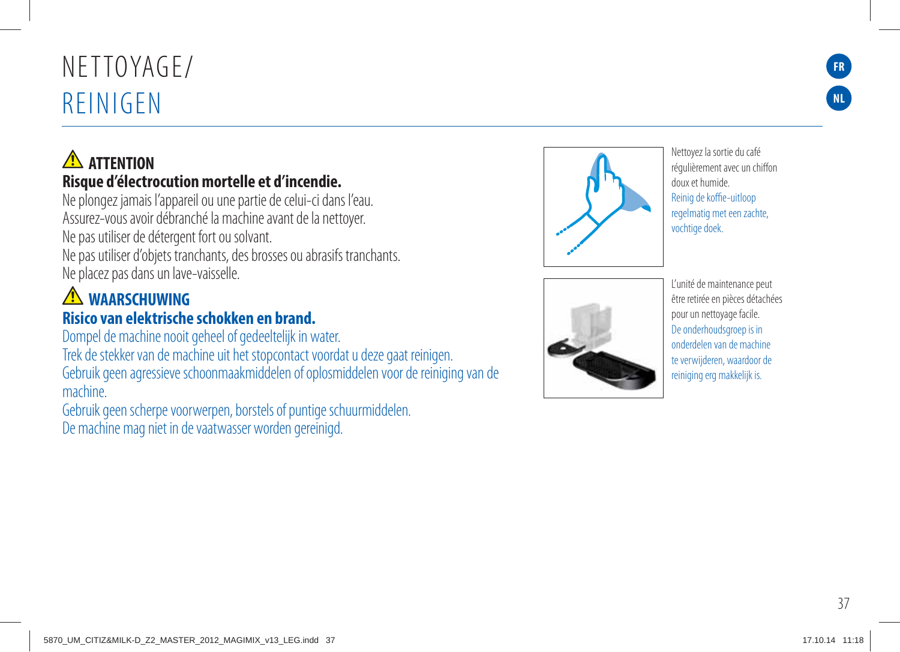# NETTOYAGE/
# REINIGEN

## ⚠ ATTENTION

**Risque d'électrocution mortelle et d'incendie.**

Ne plongez jamais l'appareil ou une partie de celui-ci dans l'eau.
Assurez-vous avoir débranché la machine avant de la nettoyer.
Ne pas utiliser de détergent fort ou solvant.
Ne pas utiliser d'objets tranchants, des brosses ou abrasifs tranchants.
Ne placez pas dans un lave-vaisselle.

## ⚠ WAARSCHUWING

**Risico van elektrische schokken en brand.**

Dompel de machine nooit geheel of gedeeltelijk in water.
Trek de stekker van de machine uit het stopcontact voordat u deze gaat reinigen.
Gebruik geen agressieve schoonmaakmiddelen of oplosmiddelen voor de reiniging van de machine.
Gebruik geen scherpe voorwerpen, borstels of puntige schuurmiddelen.
De machine mag niet in de vaatwasser worden gereinigd.

Nettoyez la sortie du café régulièrement avec un chiffon doux et humide.
Reinig de koffie-uitloop regelmatig met een zachte, vochtige doek.

L'unité de maintenance peut être retirée en pièces détachées pour un nettoyage facile.
De onderhoudsgroep is in onderdelen van de machine te verwijderen, waardoor de reiniging erg makkelijk is.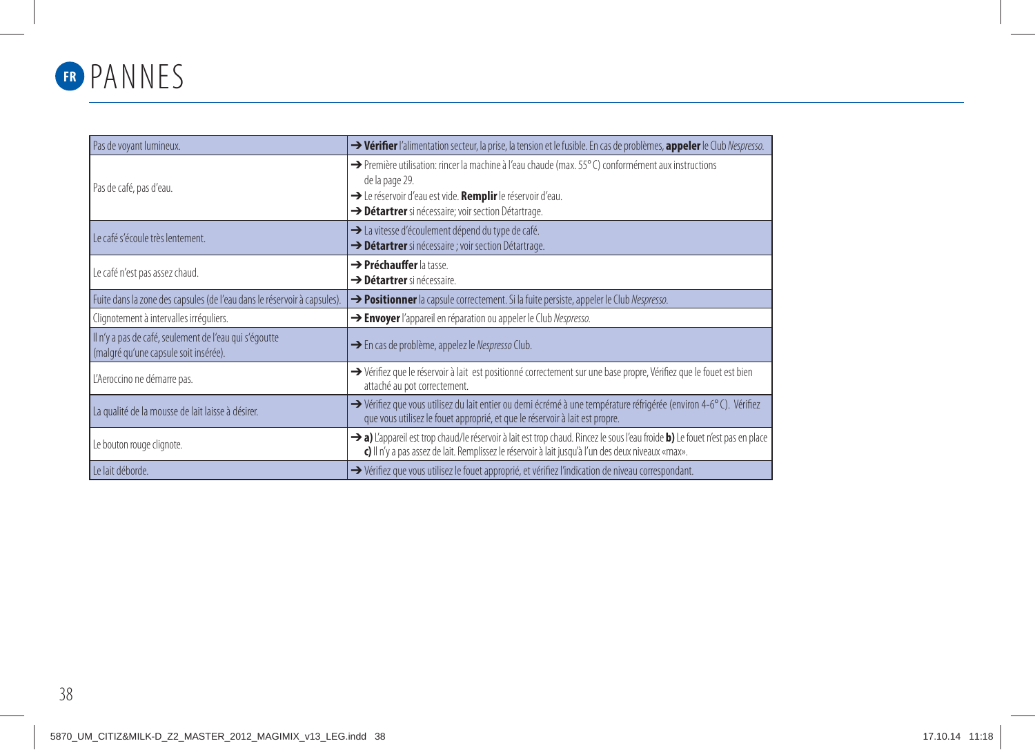# FR PANNES

| Pas de voyant lumineux. | ➔ **Vérifier** l'alimentation secteur, la prise, la tension et le fusible. En cas de problèmes, **appeler** le Club *Nespresso*. |
|---|---|
| Pas de café, pas d'eau. | ➔ Première utilisation: rincer la machine à l'eau chaude (max. 55° C) conformément aux instructions de la page 29.<br>➔ Le réservoir d'eau est vide. **Remplir** le réservoir d'eau.<br>➔ **Détartrer** si nécessaire; voir section Détartrage. |
| Le café s'écoule très lentement. | ➔ La vitesse d'écoulement dépend du type de café.<br>➔ **Détartrer** si nécessaire ; voir section Détartrage. |
| Le café n'est pas assez chaud. | ➔ **Préchauffer** la tasse.<br>➔ **Détartrer** si nécessaire. |
| Fuite dans la zone des capsules (de l'eau dans le réservoir à capsules). | ➔ **Positionner** la capsule correctement. Si la fuite persiste, appeler le Club *Nespresso*. |
| Clignotement à intervalles irréguliers. | ➔ **Envoyer** l'appareil en réparation ou appeler le Club *Nespresso*. |
| Il n'y a pas de café, seulement de l'eau qui s'égoutte (malgré qu'une capsule soit insérée). | ➔ En cas de problème, appelez le *Nespresso* Club. |
| L'Aeroccino ne démarre pas. | ➔ Vérifiez que le réservoir à lait est positionné correctement sur une base propre, Vérifiez que le fouet est bien attaché au pot correctement. |
| La qualité de la mousse de lait laisse à désirer. | ➔ Vérifiez que vous utilisez du lait entier ou demi écrémé à une température réfrigérée (environ 4-6° C). Vérifiez que vous utilisez le fouet approprié, et que le réservoir à lait est propre. |
| Le bouton rouge clignote. | ➔ **a)** L'appareil est trop chaud/le réservoir à lait est trop chaud. Rincez le sous l'eau froide **b)** Le fouet n'est pas en place **c)** Il n'y a pas assez de lait. Remplissez le réservoir à lait jusqu'à l'un des deux niveaux «max». |
| Le lait déborde. | ➔ Vérifiez que vous utilisez le fouet approprié, et vérifiez l'indication de niveau correspondant. |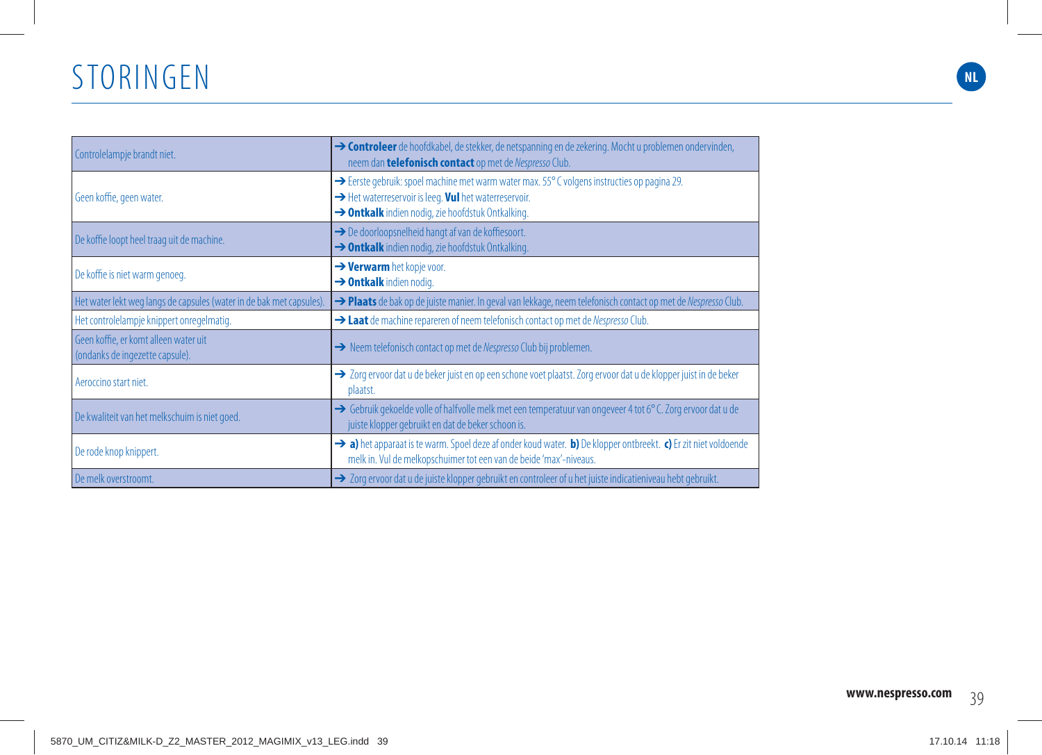# STORINGEN

| Probleem | Oplossing |
|---|---|
| Controlelampje brandt niet. | ➔ **Controleer** de hoofdkabel, de stekker, de netspanning en de zekering. Mocht u problemen ondervinden, neem dan **telefonisch contact** op met de *Nespresso* Club. |
| Geen koffie, geen water. | ➔ Eerste gebruik: spoel machine met warm water max. 55° C volgens instructies op pagina 29.<br>➔ Het waterreservoir is leeg. **Vul** het waterreservoir.<br>➔ **Ontkalk** indien nodig, zie hoofdstuk Ontkalking. |
| De koffie loopt heel traag uit de machine. | ➔ De doorloopsnelheid hangt af van de koffiesoort.<br>➔ **Ontkalk** indien nodig, zie hoofdstuk Ontkalking. |
| De koffie is niet warm genoeg. | ➔ **Verwarm** het kopje voor.<br>➔ **Ontkalk** indien nodig. |
| Het water lekt weg langs de capsules (water in de bak met capsules). | ➔ **Plaats** de bak op de juiste manier. In geval van lekkage, neem telefonisch contact op met de *Nespresso* Club. |
| Het controlelampje knippert onregelmatig. | ➔ **Laat** de machine repareren of neem telefonisch contact op met de *Nespresso* Club. |
| Geen koffie, er komt alleen water uit (ondanks de ingezette capsule). | ➔ Neem telefonisch contact op met de *Nespresso* Club bij problemen. |
| Aeroccino start niet. | ➔ Zorg ervoor dat u de beker juist en op een schone voet plaatst. Zorg ervoor dat u de klopper juist in de beker plaatst. |
| De kwaliteit van het melkschuim is niet goed. | ➔ Gebruik gekoelde volle of halfvolle melk met een temperatuur van ongeveer 4 tot 6° C. Zorg ervoor dat u de juiste klopper gebruikt en dat de beker schoon is. |
| De rode knop knippert. | ➔ **a)** het apparaat is te warm. Spoel deze af onder koud water. **b)** De klopper ontbreekt. **c)** Er zit niet voldoende melk in. Vul de melkopschuimer tot een van de beide 'max'-niveaus. |
| De melk overstroomt. | ➔ Zorg ervoor dat u de juiste klopper gebruikt en controleer of u het juiste indicatieniveau hebt gebruikt. |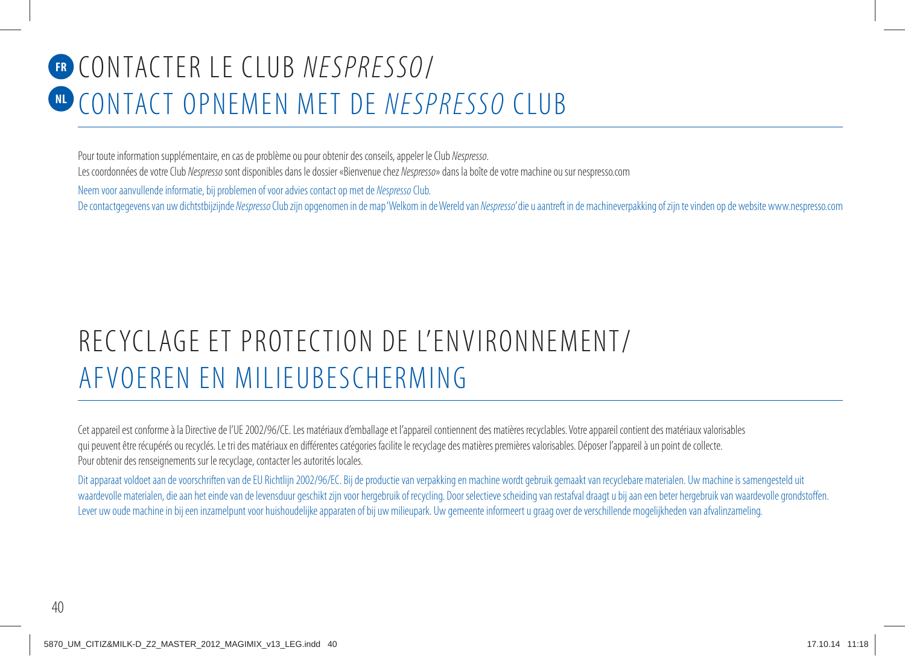# FR CONTACTER LE CLUB *NESPRESSO*/
# NL CONTACT OPNEMEN MET DE *NESPRESSO* CLUB

Pour toute information supplémentaire, en cas de problème ou pour obtenir des conseils, appeler le Club *Nespresso*.
Les coordonnées de votre Club *Nespresso* sont disponibles dans le dossier «Bienvenue chez *Nespresso*» dans la boîte de votre machine ou sur nespresso.com

Neem voor aanvullende informatie, bij problemen of voor advies contact op met de *Nespresso* Club.
De contactgegevens van uw dichtstbijzijnde *Nespresso* Club zijn opgenomen in de map 'Welkom in de Wereld van *Nespresso*' die u aantreft in de machineverpakking of zijn te vinden op de website www.nespresso.com

# RECYCLAGE ET PROTECTION DE L'ENVIRONNEMENT/
# AFVOEREN EN MILIEUBESCHERMING

Cet appareil est conforme à la Directive de l'UE 2002/96/CE. Les matériaux d'emballage et l'appareil contiennent des matières recyclables. Votre appareil contient des matériaux valorisables qui peuvent être récupérés ou recyclés. Le tri des matériaux en différentes catégories facilite le recyclage des matières premières valorisables. Déposer l'appareil à un point de collecte.
Pour obtenir des renseignements sur le recyclage, contacter les autorités locales.

Dit apparaat voldoet aan de voorschriften van de EU Richtlijn 2002/96/EC. Bij de productie van verpakking en machine wordt gebruik gemaakt van recyclebare materialen. Uw machine is samengesteld uit waardevolle materialen, die aan het einde van de levensduur geschikt zijn voor hergebruik of recycling. Door selectieve scheiding van restafval draagt u bij aan een beter hergebruik van waardevolle grondstoffen. Lever uw oude machine in bij een inzamelpunt voor huishoudelijke apparaten of bij uw milieupark. Uw gemeente informeert u graag over de verschillende mogelijkheden van afvalinzameling.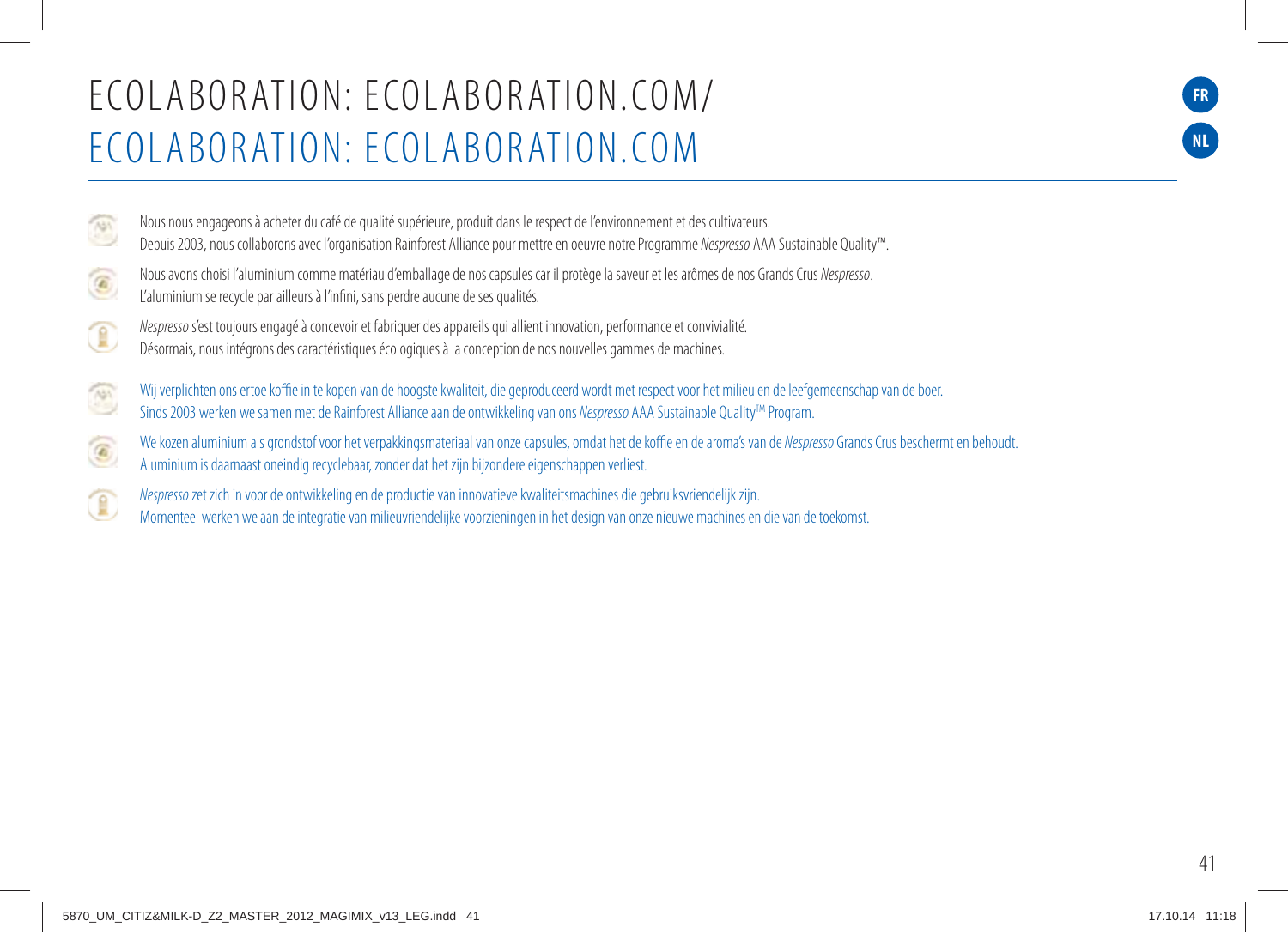# ECOLABORATION: ECOLABORATION.COM/
# ECOLABORATION: ECOLABORATION.COM

FR

NL

Nous nous engageons à acheter du café de qualité supérieure, produit dans le respect de l'environnement et des cultivateurs.
Depuis 2003, nous collaborons avec l'organisation Rainforest Alliance pour mettre en oeuvre notre Programme *Nespresso* AAA Sustainable Quality™.

Nous avons choisi l'aluminium comme matériau d'emballage de nos capsules car il protège la saveur et les arômes de nos Grands Crus *Nespresso*.
L'aluminium se recycle par ailleurs à l'infini, sans perdre aucune de ses qualités.

*Nespresso* s'est toujours engagé à concevoir et fabriquer des appareils qui allient innovation, performance et convivialité.
Désormais, nous intégrons des caractéristiques écologiques à la conception de nos nouvelles gammes de machines.

Wij verplichten ons ertoe koffie in te kopen van de hoogste kwaliteit, die geproduceerd wordt met respect voor het milieu en de leefgemeenschap van de boer.
Sinds 2003 werken we samen met de Rainforest Alliance aan de ontwikkeling van ons *Nespresso* AAA Sustainable Quality™ Program.

We kozen aluminium als grondstof voor het verpakkingsmateriaal van onze capsules, omdat het de koffie en de aroma's van de *Nespresso* Grands Crus beschermt en behoudt.
Aluminium is daarnaast oneindig recyclebaar, zonder dat het zijn bijzondere eigenschappen verliest.

*Nespresso* zet zich in voor de ontwikkeling en de productie van innovatieve kwaliteitsmachines die gebruiksvriendelijk zijn.
Momenteel werken we aan de integratie van milieuvriendelijke voorzieningen in het design van onze nieuwe machines en die van de toekomst.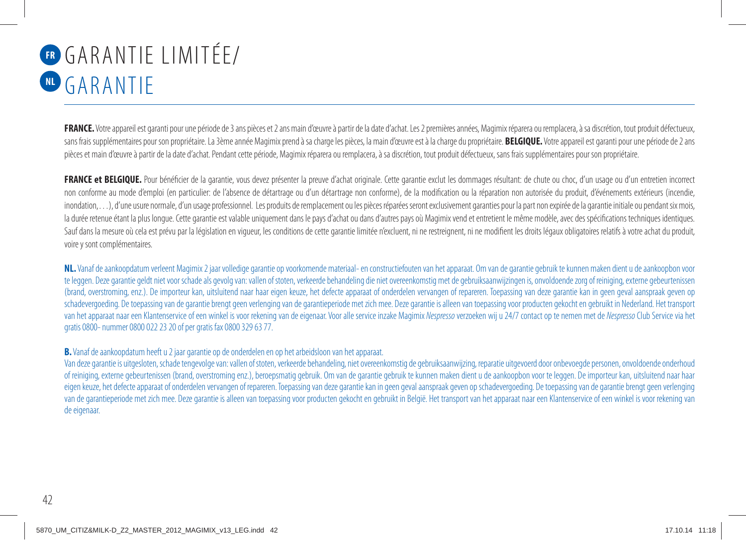// FR GARANTIE LIMITÉE/
# NL GARANTIE

**FRANCE.** Votre appareil est garanti pour une période de 3 ans pièces et 2 ans main d'œuvre à partir de la date d'achat. Les 2 premières années, Magimix réparera ou remplacera, à sa discrétion, tout produit défectueux, sans frais supplémentaires pour son propriétaire. La 3ème année Magimix prend à sa charge les pièces, la main d'œuvre est à la charge du propriétaire. **BELGIQUE.** Votre appareil est garanti pour une période de 2 ans pièces et main d'œuvre à partir de la date d'achat. Pendant cette période, Magimix réparera ou remplacera, à sa discrétion, tout produit défectueux, sans frais supplémentaires pour son propriétaire.

**FRANCE et BELGIQUE.** Pour bénéficier de la garantie, vous devez présenter la preuve d'achat originale. Cette garantie exclut les dommages résultant: de chute ou choc, d'un usage ou d'un entretien incorrect non conforme au mode d'emploi (en particulier: de l'absence de détartrage ou d'un détartrage non conforme), de la modification ou la réparation non autorisée du produit, d'événements extérieurs (incendie, inondation,…), d'une usure normale, d'un usage professionnel. Les produits de remplacement ou les pièces réparées seront exclusivement garanties pour la part non expirée de la garantie initiale ou pendant six mois, la durée retenue étant la plus longue. Cette garantie est valable uniquement dans le pays d'achat ou dans d'autres pays où Magimix vend et entretient le même modèle, avec des spécifications techniques identiques. Sauf dans la mesure où cela est prévu par la législation en vigueur, les conditions de cette garantie limitée n'excluent, ni ne restreignent, ni ne modifient les droits légaux obligatoires relatifs à votre achat du produit, voire y sont complémentaires.

**NL.** Vanaf de aankoopdatum verleent Magimix 2 jaar volledige garantie op voorkomende materiaal- en constructiefouten van het apparaat. Om van de garantie gebruik te kunnen maken dient u de aankoopbon voor te leggen. Deze garantie geldt niet voor schade als gevolg van: vallen of stoten, verkeerde behandeling die niet overeenkomstig met de gebruiksaanwijzingen is, onvoldoende zorg of reiniging, externe gebeurtenissen (brand, overstroming, enz.). De importeur kan, uitsluitend naar haar eigen keuze, het defecte apparaat of onderdelen vervangen of repareren. Toepassing van deze garantie kan in geen geval aanspraak geven op schadevergoeding. De toepassing van de garantie brengt geen verlenging van de garantieperiode met zich mee. Deze garantie is alleen van toepassing voor producten gekocht en gebruikt in Nederland. Het transport van het apparaat naar een Klantenservice of een winkel is voor rekening van de eigenaar. Voor alle service inzake Magimix *Nespresso* verzoeken wij u 24/7 contact op te nemen met de *Nespresso* Club Service via het gratis 0800- nummer 0800 022 23 20 of per gratis fax 0800 329 63 77.

**B.** Vanaf de aankoopdatum heeft u 2 jaar garantie op de onderdelen en op het arbeidsloon van het apparaat.
Van deze garantie is uitgesloten, schade tengevolge van: vallen of stoten, verkeerde behandeling, niet overeenkomstig de gebruiksaanwijzing, reparatie uitgevoerd door onbevoegde personen, onvoldoende onderhoud of reiniging, externe gebeurtenissen (brand, overstroming enz.), beroepsmatig gebruik. Om van de garantie gebruik te kunnen maken dient u de aankoopbon voor te leggen. De importeur kan, uitsluitend naar haar eigen keuze, het defecte apparaat of onderdelen vervangen of repareren. Toepassing van deze garantie kan in geen geval aanspraak geven op schadevergoeding. De toepassing van de garantie brengt geen verlenging van de garantieperiode met zich mee. Deze garantie is alleen van toepassing voor producten gekocht en gebruikt in België. Het transport van het apparaat naar een Klantenservice of een winkel is voor rekening van de eigenaar.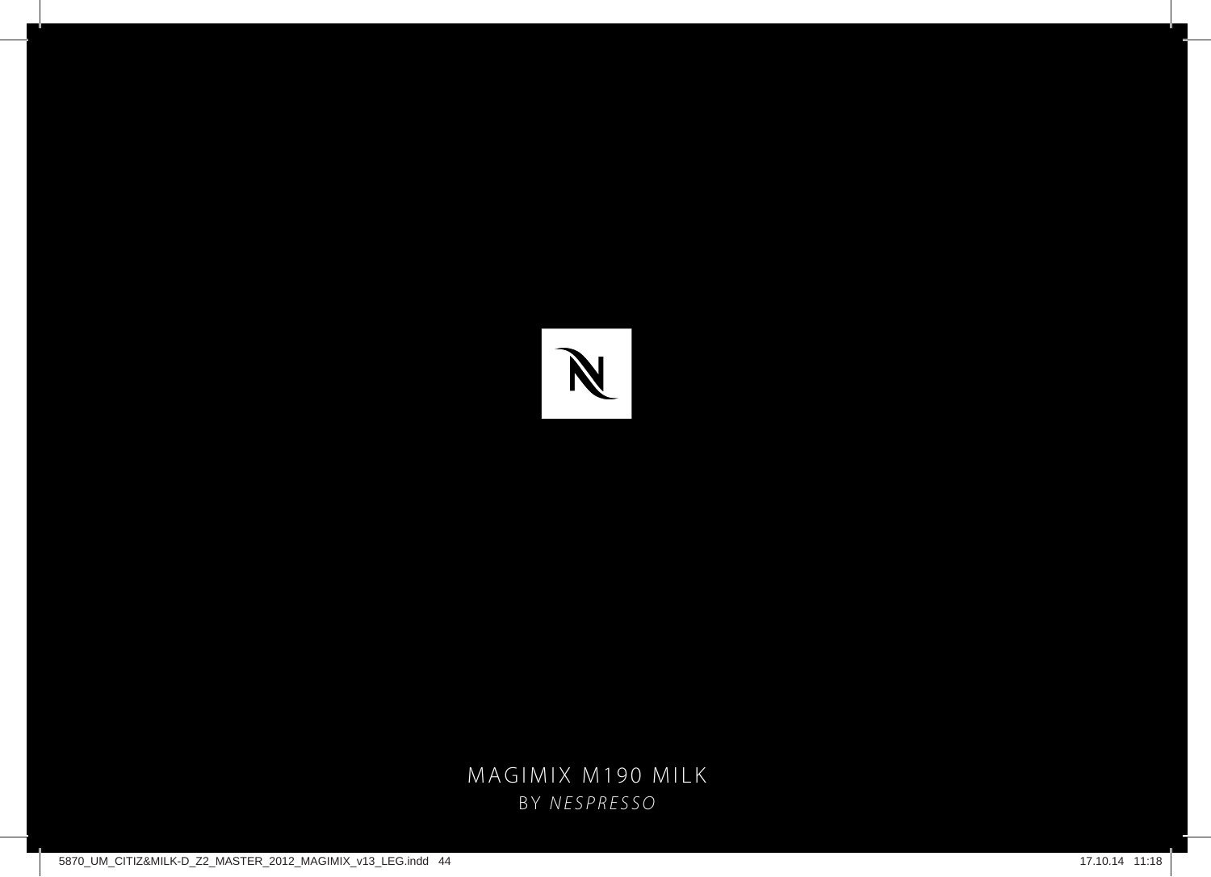MAGIMIX M190 MILK

BY *NESPRESSO*